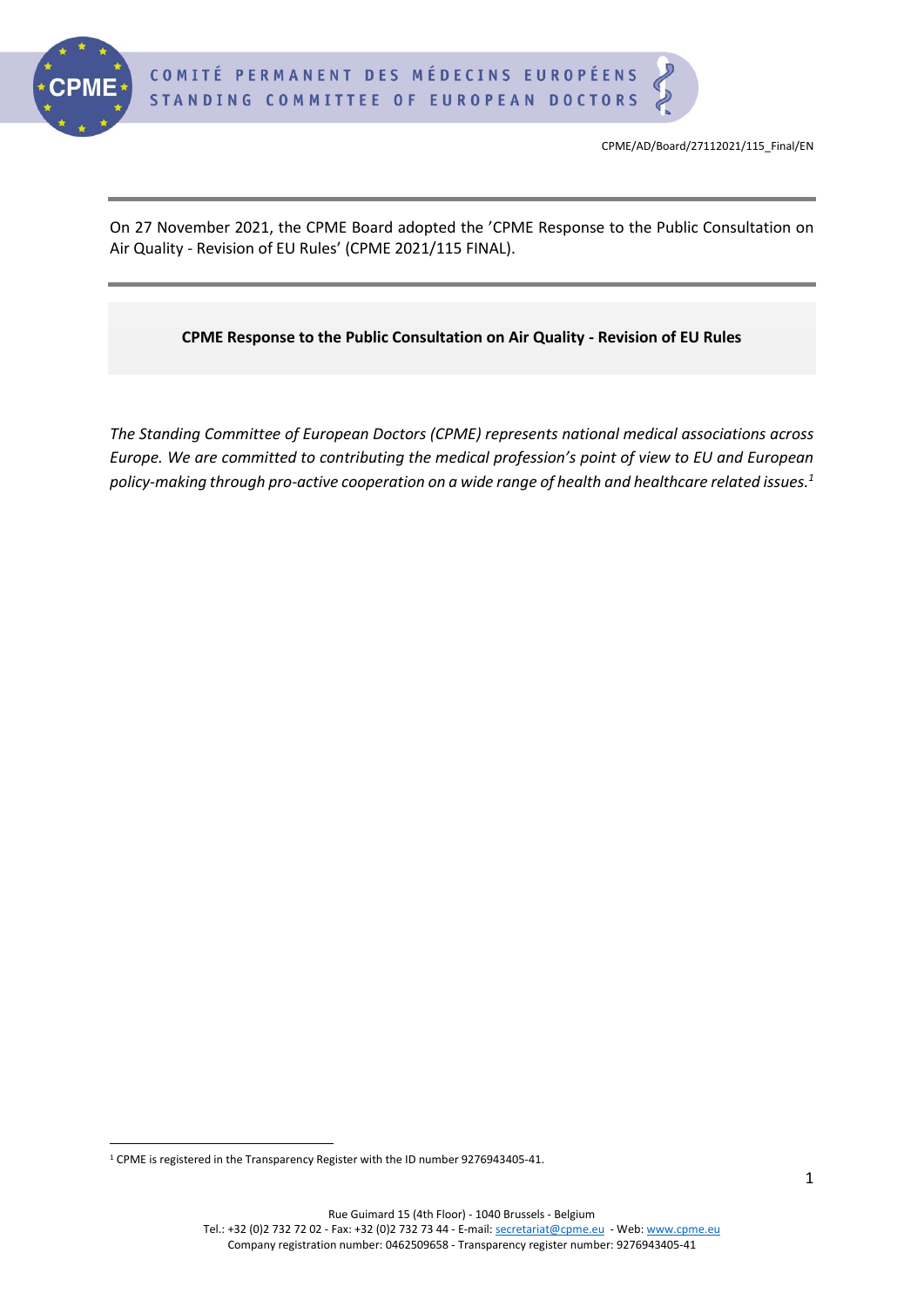On 27 November 2021, the CPME Board adopted the 'CPME Response to the Public Consultation on Air Quality - Revision of EU Rules' (CPME 2021/115 FINAL).

**CPME Response to the Public Consultation on Air Quality - Revision of EU Rules**

*The Standing Committee of European Doctors (CPME) represents national medical associations across Europe. We are committed to contributing the medical profession's point of view to EU and European policy-making through pro-active cooperation on a wide range of health and healthcare related issues.*[1]

[1] CPME is registered in the Transparency Register with the ID number 9276943405-41.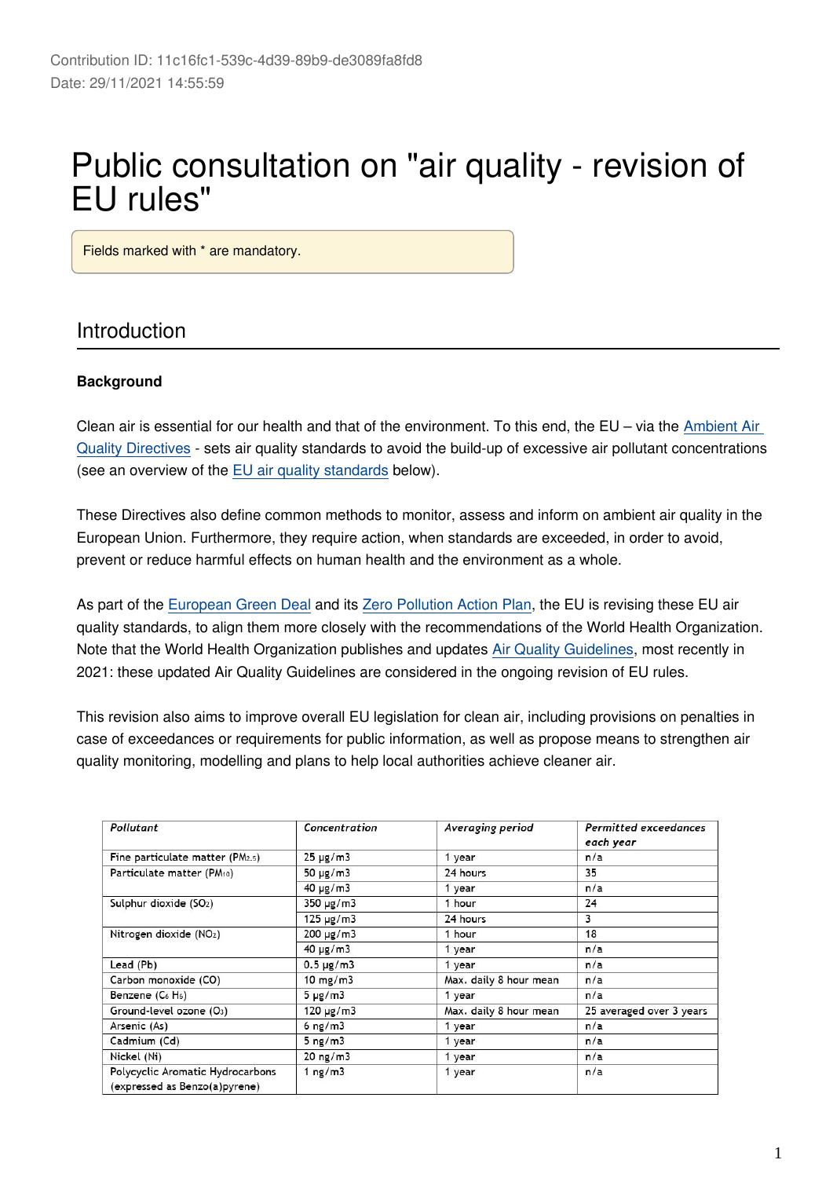Contribution ID: 11c16fc1-539c-4d39-89b9-de3089fa8fd8
Date: 29/11/2021 14:55:59

# Public consultation on "air quality - revision of EU rules"

Fields marked with * are mandatory.

## Introduction

**Background**

Clean air is essential for our health and that of the environment. To this end, the EU – via the Ambient Air Quality Directives - sets air quality standards to avoid the build-up of excessive air pollutant concentrations (see an overview of the EU air quality standards below).

These Directives also define common methods to monitor, assess and inform on ambient air quality in the European Union. Furthermore, they require action, when standards are exceeded, in order to avoid, prevent or reduce harmful effects on human health and the environment as a whole.

As part of the European Green Deal and its Zero Pollution Action Plan, the EU is revising these EU air quality standards, to align them more closely with the recommendations of the World Health Organization. Note that the World Health Organization publishes and updates Air Quality Guidelines, most recently in 2021: these updated Air Quality Guidelines are considered in the ongoing revision of EU rules.

This revision also aims to improve overall EU legislation for clean air, including provisions on penalties in case of exceedances or requirements for public information, as well as propose means to strengthen air quality monitoring, modelling and plans to help local authorities achieve cleaner air.

| *Pollutant* | *Concentration* | *Averaging period* | *Permitted exceedances each year* |
|---|---|---|---|
| Fine particulate matter ($PM_{2.5}$) | 25 µg/m3 | 1 year | n/a |
| Particulate matter ($PM_{10}$) | 50 µg/m3 | 24 hours | 35 |
| | 40 µg/m3 | 1 year | n/a |
| Sulphur dioxide ($SO_2$) | 350 µg/m3 | 1 hour | 24 |
| | 125 µg/m3 | 24 hours | 3 |
| Nitrogen dioxide ($NO_2$) | 200 µg/m3 | 1 hour | 18 |
| | 40 µg/m3 | 1 year | n/a |
| Lead (Pb) | 0.5 µg/m3 | 1 year | n/a |
| Carbon monoxide (CO) | 10 mg/m3 | Max. daily 8 hour mean | n/a |
| Benzene ($C_6H_6$) | 5 µg/m3 | 1 year | n/a |
| Ground-level ozone ($O_3$) | 120 µg/m3 | Max. daily 8 hour mean | 25 averaged over 3 years |
| Arsenic (As) | 6 ng/m3 | 1 year | n/a |
| Cadmium (Cd) | 5 ng/m3 | 1 year | n/a |
| Nickel (Ni) | 20 ng/m3 | 1 year | n/a |
| Polycyclic Aromatic Hydrocarbons (expressed as Benzo(a)pyrene) | 1 ng/m3 | 1 year | n/a |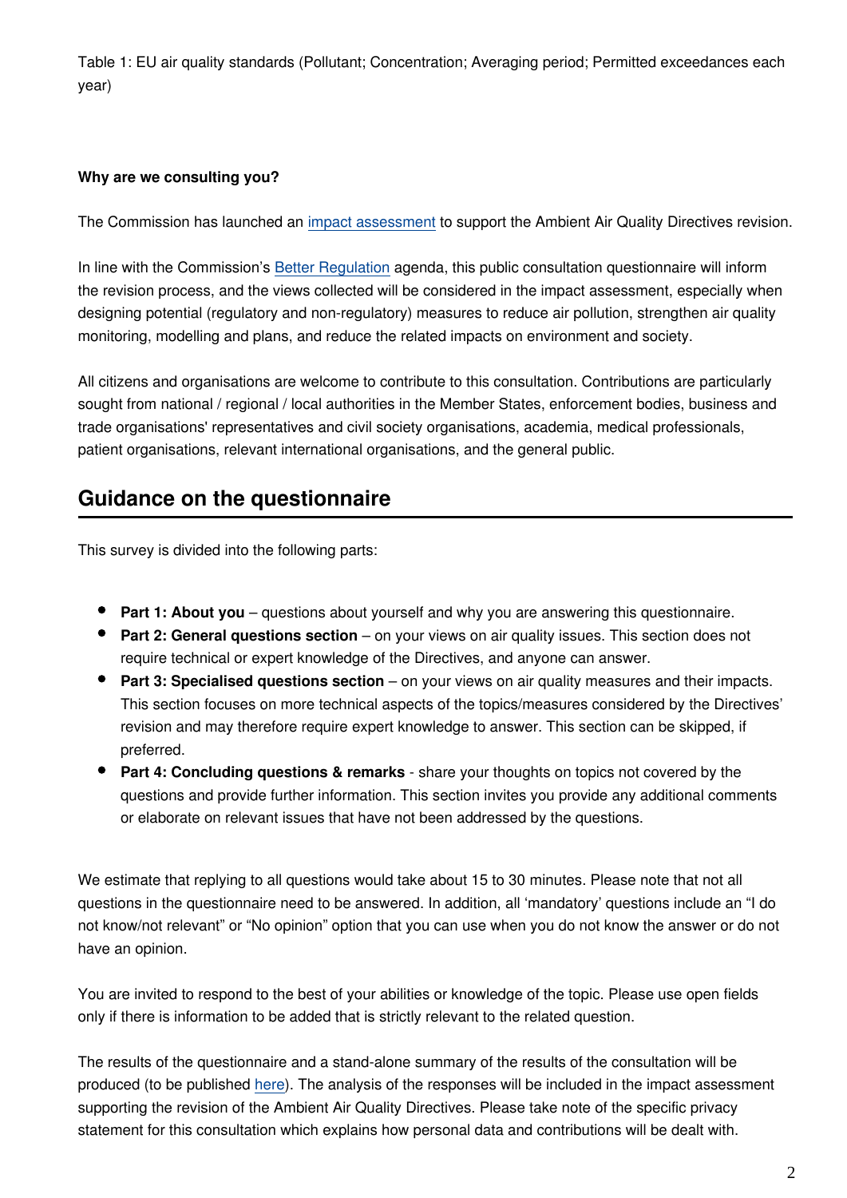Table 1: EU air quality standards (Pollutant; Concentration; Averaging period; Permitted exceedances each year)

**Why are we consulting you?**

The Commission has launched an impact assessment to support the Ambient Air Quality Directives revision.

In line with the Commission's Better Regulation agenda, this public consultation questionnaire will inform the revision process, and the views collected will be considered in the impact assessment, especially when designing potential (regulatory and non-regulatory) measures to reduce air pollution, strengthen air quality monitoring, modelling and plans, and reduce the related impacts on environment and society.

All citizens and organisations are welcome to contribute to this consultation. Contributions are particularly sought from national / regional / local authorities in the Member States, enforcement bodies, business and trade organisations' representatives and civil society organisations, academia, medical professionals, patient organisations, relevant international organisations, and the general public.

## Guidance on the questionnaire

This survey is divided into the following parts:

- **Part 1: About you** – questions about yourself and why you are answering this questionnaire.
- **Part 2: General questions section** – on your views on air quality issues. This section does not require technical or expert knowledge of the Directives, and anyone can answer.
- **Part 3: Specialised questions section** – on your views on air quality measures and their impacts. This section focuses on more technical aspects of the topics/measures considered by the Directives' revision and may therefore require expert knowledge to answer. This section can be skipped, if preferred.
- **Part 4: Concluding questions & remarks** - share your thoughts on topics not covered by the questions and provide further information. This section invites you provide any additional comments or elaborate on relevant issues that have not been addressed by the questions.

We estimate that replying to all questions would take about 15 to 30 minutes. Please note that not all questions in the questionnaire need to be answered. In addition, all 'mandatory' questions include an "I do not know/not relevant" or "No opinion" option that you can use when you do not know the answer or do not have an opinion.

You are invited to respond to the best of your abilities or knowledge of the topic. Please use open fields only if there is information to be added that is strictly relevant to the related question.

The results of the questionnaire and a stand-alone summary of the results of the consultation will be produced (to be published here). The analysis of the responses will be included in the impact assessment supporting the revision of the Ambient Air Quality Directives. Please take note of the specific privacy statement for this consultation which explains how personal data and contributions will be dealt with.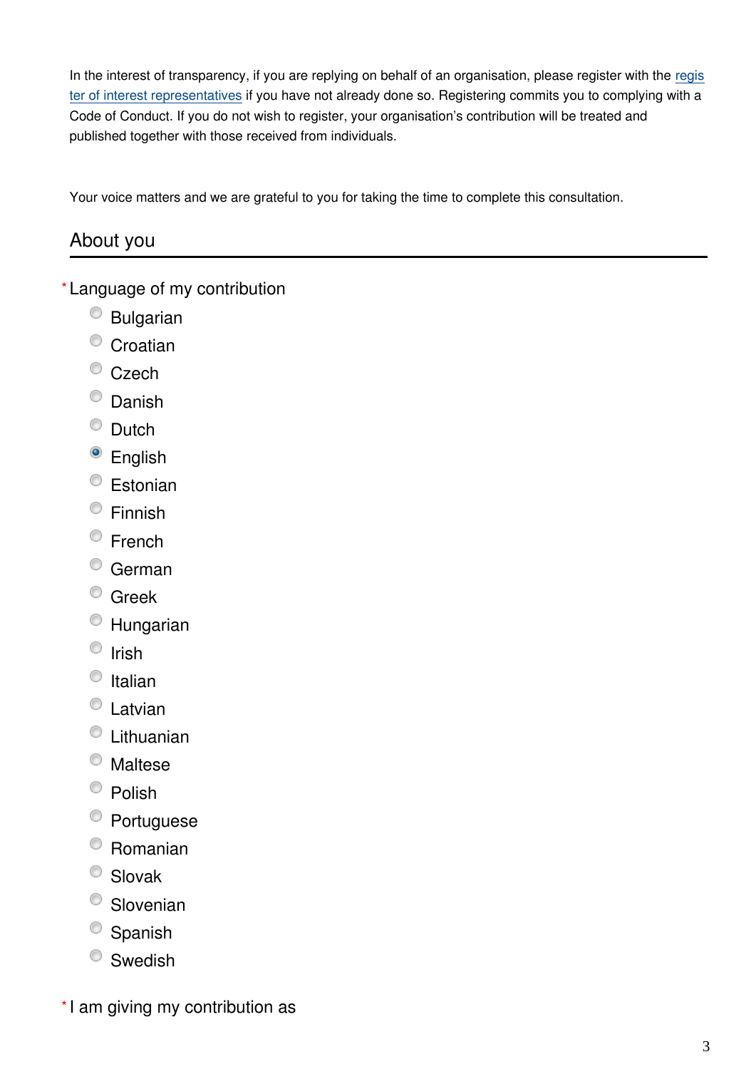In the interest of transparency, if you are replying on behalf of an organisation, please register with the [register of interest representatives] if you have not already done so. Registering commits you to complying with a Code of Conduct. If you do not wish to register, your organisation's contribution will be treated and published together with those received from individuals.

Your voice matters and we are grateful to you for taking the time to complete this consultation.

## About you

\* Language of my contribution

- Bulgarian
- Croatian
- Czech
- Danish
- Dutch
- **English** (selected)
- Estonian
- Finnish
- French
- German
- Greek
- Hungarian
- Irish
- Italian
- Latvian
- Lithuanian
- Maltese
- Polish
- Portuguese
- Romanian
- Slovak
- Slovenian
- Spanish
- Swedish

\* I am giving my contribution as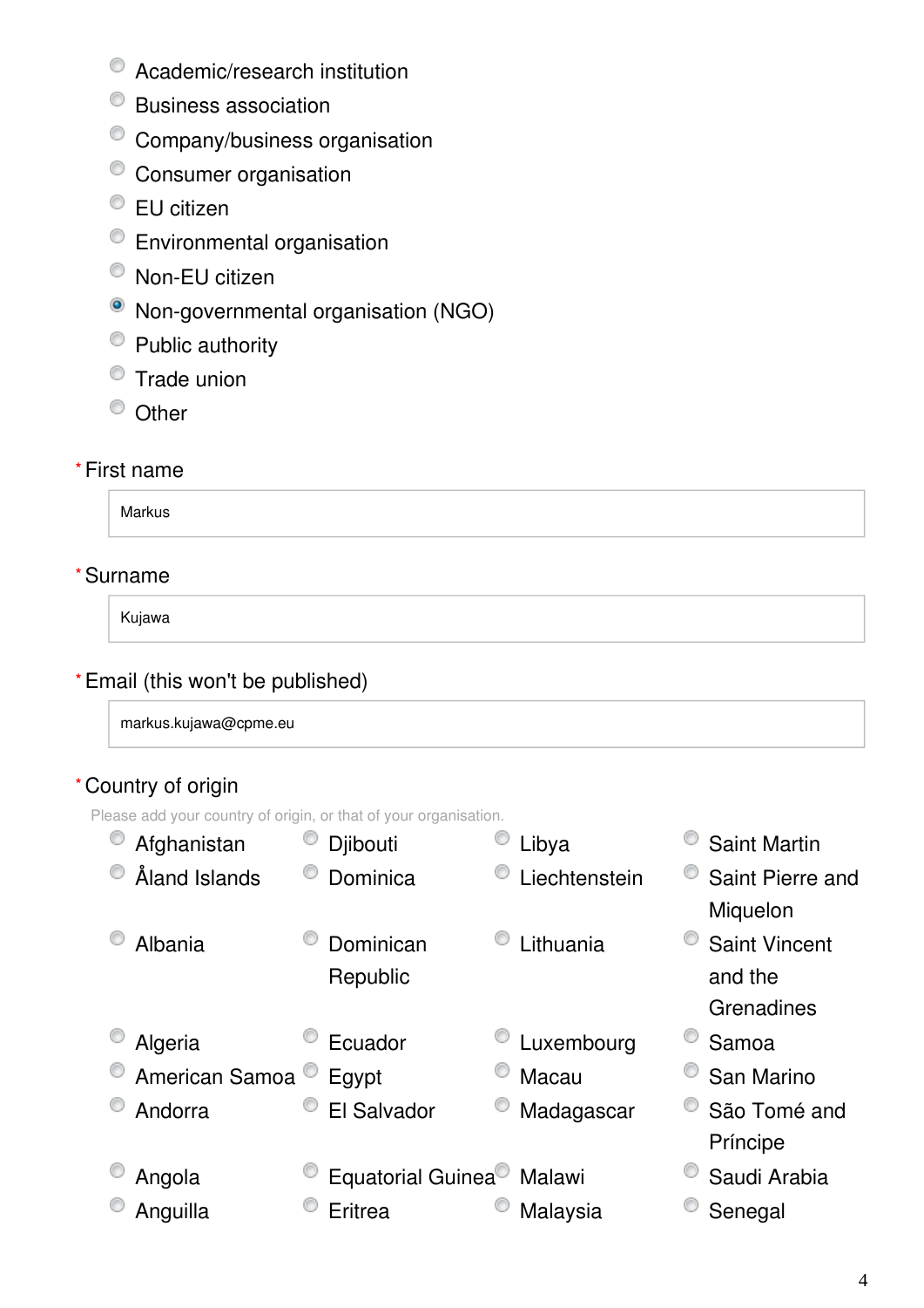- Academic/research institution
- Business association
- Company/business organisation
- Consumer organisation
- EU citizen
- Environmental organisation
- Non-EU citizen
- Non-governmental organisation (NGO) (selected)
- Public authority
- Trade union
- Other

***First name**

Markus

***Surname**

Kujawa

***Email (this won't be published)**

markus.kujawa@cpme.eu

***Country of origin**

Please add your country of origin, or that of your organisation.

- Afghanistan
- Åland Islands
- Albania
- Algeria
- American Samoa
- Andorra
- Angola
- Anguilla
- Djibouti
- Dominica
- Dominican Republic
- Ecuador
- Egypt
- El Salvador
- Equatorial Guinea
- Eritrea
- Libya
- Liechtenstein
- Lithuania
- Luxembourg
- Macau
- Madagascar
- Malawi
- Malaysia
- Saint Martin
- Saint Pierre and Miquelon
- Saint Vincent and the Grenadines
- Samoa
- San Marino
- São Tomé and Príncipe
- Saudi Arabia
- Senegal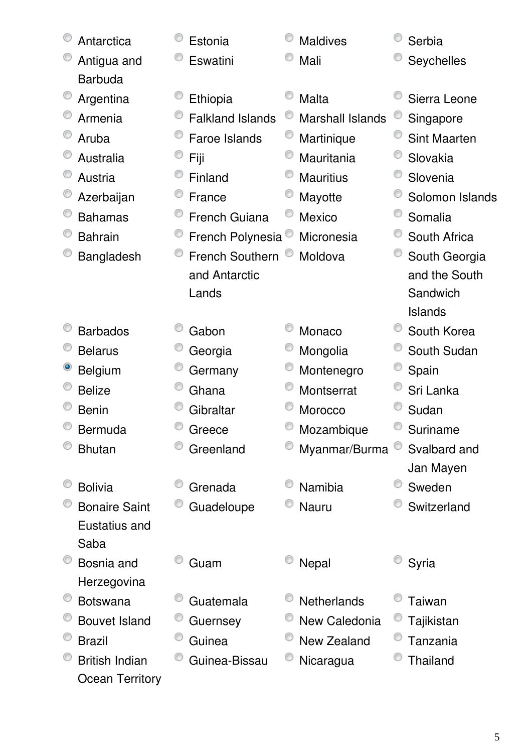- ( ) Antarctica
- ( ) Antigua and Barbuda
- ( ) Argentina
- ( ) Armenia
- ( ) Aruba
- ( ) Australia
- ( ) Austria
- ( ) Azerbaijan
- ( ) Bahamas
- ( ) Bahrain
- ( ) Bangladesh
- ( ) Barbados
- ( ) Belarus
- (•) Belgium
- ( ) Belize
- ( ) Benin
- ( ) Bermuda
- ( ) Bhutan
- ( ) Bolivia
- ( ) Bonaire Saint Eustatius and Saba
- ( ) Bosnia and Herzegovina
- ( ) Botswana
- ( ) Bouvet Island
- ( ) Brazil
- ( ) British Indian Ocean Territory
- ( ) Estonia
- ( ) Eswatini
- ( ) Ethiopia
- ( ) Falkland Islands
- ( ) Faroe Islands
- ( ) Fiji
- ( ) Finland
- ( ) France
- ( ) French Guiana
- ( ) French Polynesia
- ( ) French Southern and Antarctic Lands
- ( ) Gabon
- ( ) Georgia
- ( ) Germany
- ( ) Ghana
- ( ) Gibraltar
- ( ) Greece
- ( ) Greenland
- ( ) Grenada
- ( ) Guadeloupe
- ( ) Guam
- ( ) Guatemala
- ( ) Guernsey
- ( ) Guinea
- ( ) Guinea-Bissau
- ( ) Maldives
- ( ) Mali
- ( ) Malta
- ( ) Marshall Islands
- ( ) Martinique
- ( ) Mauritania
- ( ) Mauritius
- ( ) Mayotte
- ( ) Mexico
- ( ) Micronesia
- ( ) Moldova
- ( ) Monaco
- ( ) Mongolia
- ( ) Montenegro
- ( ) Montserrat
- ( ) Morocco
- ( ) Mozambique
- ( ) Myanmar/Burma
- ( ) Namibia
- ( ) Nauru
- ( ) Nepal
- ( ) Netherlands
- ( ) New Caledonia
- ( ) New Zealand
- ( ) Nicaragua
- ( ) Serbia
- ( ) Seychelles
- ( ) Sierra Leone
- ( ) Singapore
- ( ) Sint Maarten
- ( ) Slovakia
- ( ) Slovenia
- ( ) Solomon Islands
- ( ) Somalia
- ( ) South Africa
- ( ) South Georgia and the South Sandwich Islands
- ( ) South Korea
- ( ) South Sudan
- ( ) Spain
- ( ) Sri Lanka
- ( ) Sudan
- ( ) Suriname
- ( ) Svalbard and Jan Mayen
- ( ) Sweden
- ( ) Switzerland
- ( ) Syria
- ( ) Taiwan
- ( ) Tajikistan
- ( ) Tanzania
- ( ) Thailand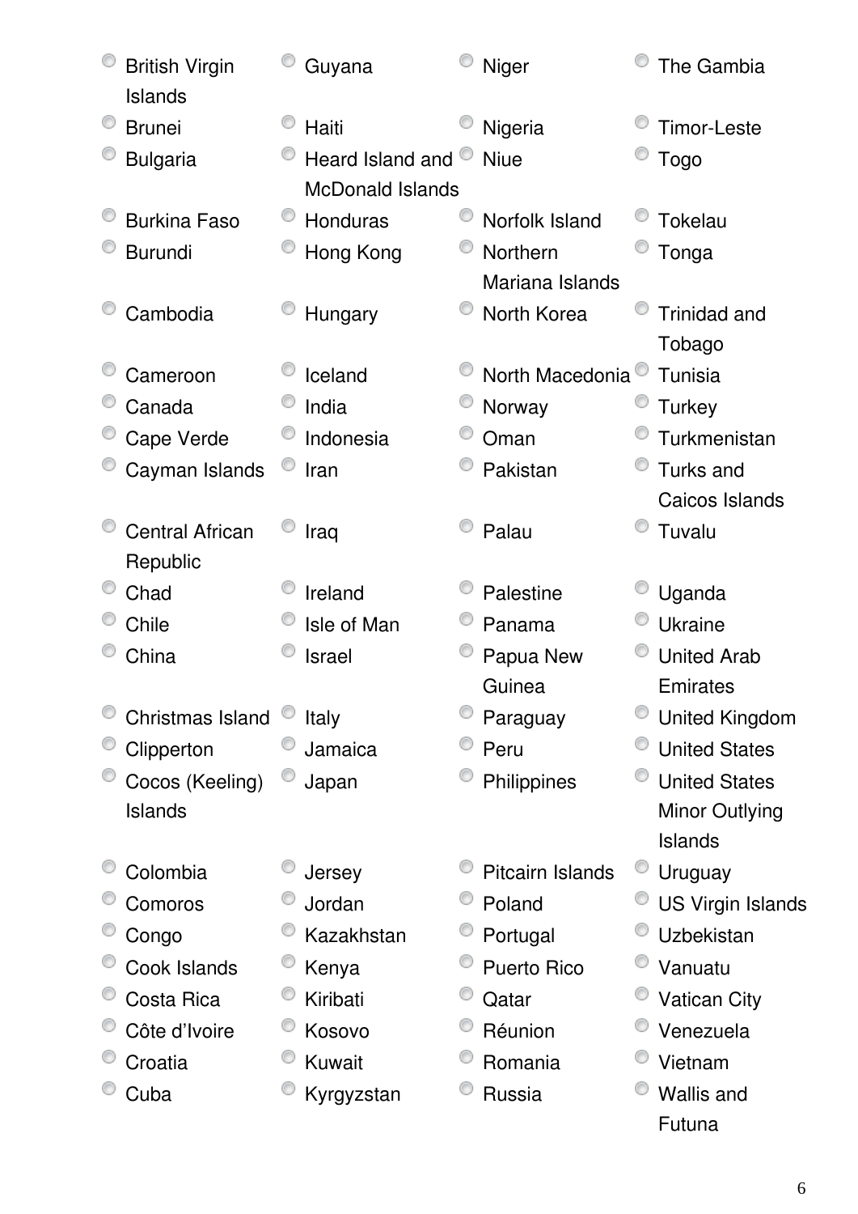- British Virgin Islands
- Brunei
- Bulgaria
- Burkina Faso
- Burundi
- Cambodia
- Cameroon
- Canada
- Cape Verde
- Cayman Islands
- Central African Republic
- Chad
- Chile
- China
- Christmas Island
- Clipperton
- Cocos (Keeling) Islands
- Colombia
- Comoros
- Congo
- Cook Islands
- Costa Rica
- Côte d'Ivoire
- Croatia
- Cuba
- Guyana
- Haiti
- Heard Island and McDonald Islands
- Honduras
- Hong Kong
- Hungary
- Iceland
- India
- Indonesia
- Iran
- Iraq
- Ireland
- Isle of Man
- Israel
- Italy
- Jamaica
- Japan
- Jersey
- Jordan
- Kazakhstan
- Kenya
- Kiribati
- Kosovo
- Kuwait
- Kyrgyzstan
- Niger
- Nigeria
- Niue
- Norfolk Island
- Northern Mariana Islands
- North Korea
- North Macedonia
- Norway
- Oman
- Pakistan
- Palau
- Palestine
- Panama
- Papua New Guinea
- Paraguay
- Peru
- Philippines
- Pitcairn Islands
- Poland
- Portugal
- Puerto Rico
- Qatar
- Réunion
- Romania
- Russia
- The Gambia
- Timor-Leste
- Togo
- Tokelau
- Tonga
- Trinidad and Tobago
- Tunisia
- Turkey
- Turkmenistan
- Turks and Caicos Islands
- Tuvalu
- Uganda
- Ukraine
- United Arab Emirates
- United Kingdom
- United States
- United States Minor Outlying Islands
- Uruguay
- US Virgin Islands
- Uzbekistan
- Vanuatu
- Vatican City
- Venezuela
- Vietnam
- Wallis and Futuna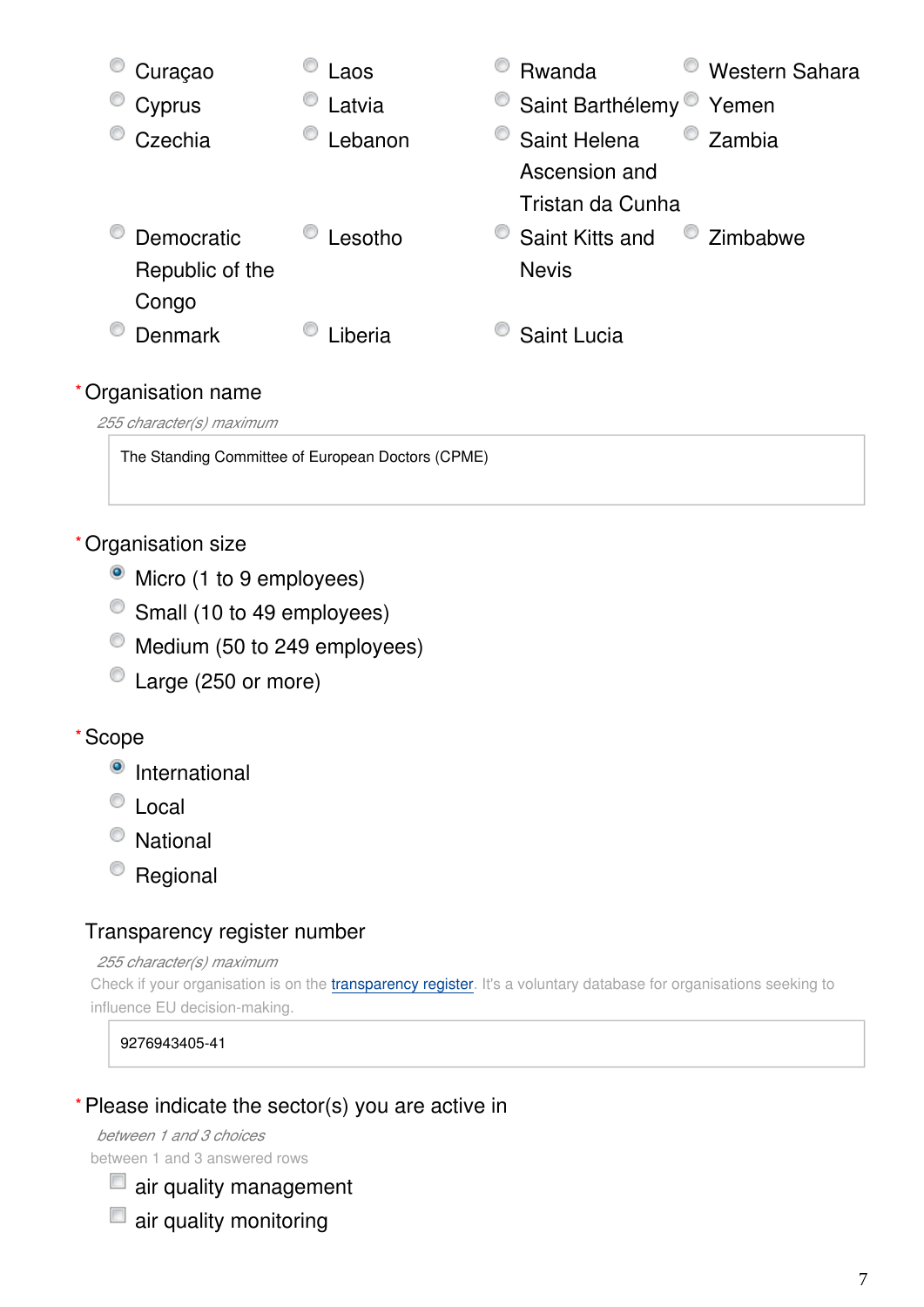- Curaçao
- Cyprus
- Czechia
- Democratic Republic of the Congo
- Denmark
- Laos
- Latvia
- Lebanon
- Lesotho
- Liberia
- Rwanda
- Saint Barthélemy
- Saint Helena Ascension and Tristan da Cunha
- Saint Kitts and Nevis
- Saint Lucia
- Western Sahara
- Yemen
- Zambia
- Zimbabwe

* Organisation name

*255 character(s) maximum*

The Standing Committee of European Doctors (CPME)

* Organisation size

- (x) Micro (1 to 9 employees)
- ( ) Small (10 to 49 employees)
- ( ) Medium (50 to 249 employees)
- ( ) Large (250 or more)

* Scope

- (x) International
- ( ) Local
- ( ) National
- ( ) Regional

Transparency register number

*255 character(s) maximum*

Check if your organisation is on the transparency register. It's a voluntary database for organisations seeking to influence EU decision-making.

9276943405-41

* Please indicate the sector(s) you are active in

*between 1 and 3 choices*

between 1 and 3 answered rows

- [ ] air quality management
- [ ] air quality monitoring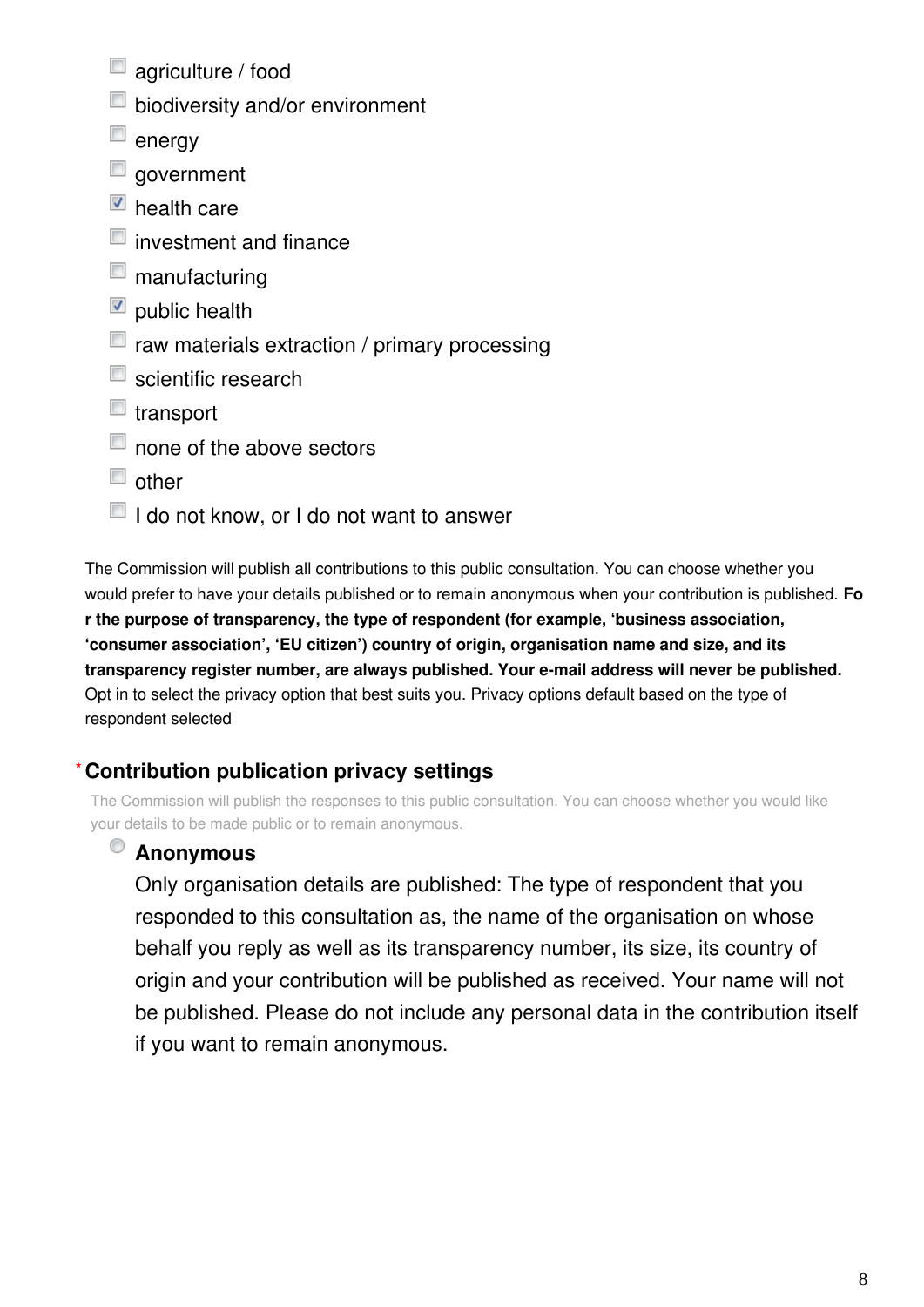- [ ] agriculture / food
- [ ] biodiversity and/or environment
- [ ] energy
- [ ] government
- [x] health care
- [ ] investment and finance
- [ ] manufacturing
- [x] public health
- [ ] raw materials extraction / primary processing
- [ ] scientific research
- [ ] transport
- [ ] none of the above sectors
- [ ] other
- [ ] I do not know, or I do not want to answer

The Commission will publish all contributions to this public consultation. You can choose whether you would prefer to have your details published or to remain anonymous when your contribution is published. **For the purpose of transparency, the type of respondent (for example, 'business association, 'consumer association', 'EU citizen') country of origin, organisation name and size, and its transparency register number, are always published. Your e-mail address will never be published.** Opt in to select the privacy option that best suits you. Privacy options default based on the type of respondent selected

## * Contribution publication privacy settings

The Commission will publish the responses to this public consultation. You can choose whether you would like your details to be made public or to remain anonymous.

- ( ) **Anonymous**
  Only organisation details are published: The type of respondent that you responded to this consultation as, the name of the organisation on whose behalf you reply as well as its transparency number, its size, its country of origin and your contribution will be published as received. Your name will not be published. Please do not include any personal data in the contribution itself if you want to remain anonymous.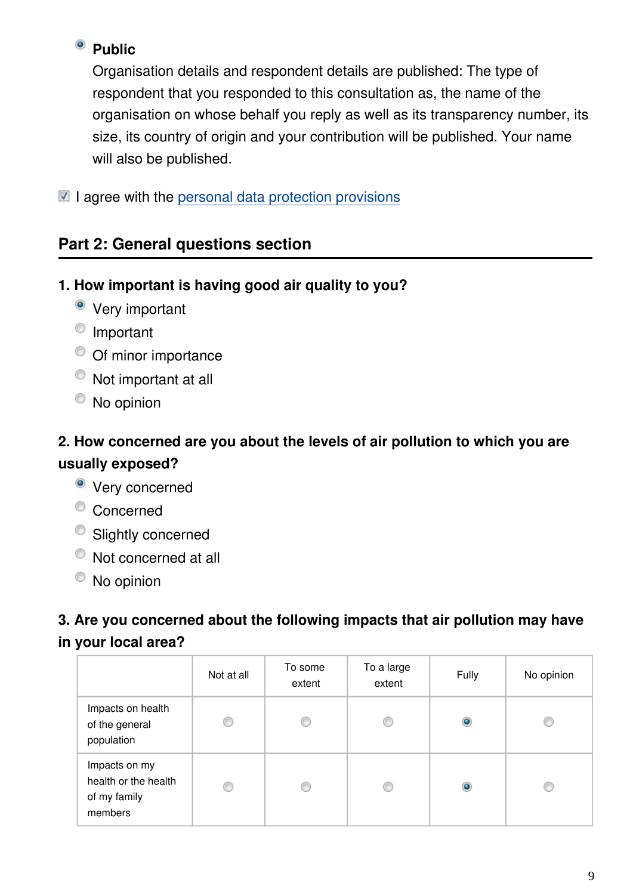- (x) **Public**
  Organisation details and respondent details are published: The type of respondent that you responded to this consultation as, the name of the organisation on whose behalf you reply as well as its transparency number, its size, its country of origin and your contribution will be published. Your name will also be published.

- [x] I agree with the personal data protection provisions

## Part 2: General questions section

**1. How important is having good air quality to you?**

- (x) Very important
- ( ) Important
- ( ) Of minor importance
- ( ) Not important at all
- ( ) No opinion

**2. How concerned are you about the levels of air pollution to which you are usually exposed?**

- (x) Very concerned
- ( ) Concerned
- ( ) Slightly concerned
- ( ) Not concerned at all
- ( ) No opinion

**3. Are you concerned about the following impacts that air pollution may have in your local area?**

| | Not at all | To some extent | To a large extent | Fully | No opinion |
|---|---|---|---|---|---|
| Impacts on health of the general population | ( ) | ( ) | ( ) | (x) | ( ) |
| Impacts on my health or the health of my family members | ( ) | ( ) | ( ) | (x) | ( ) |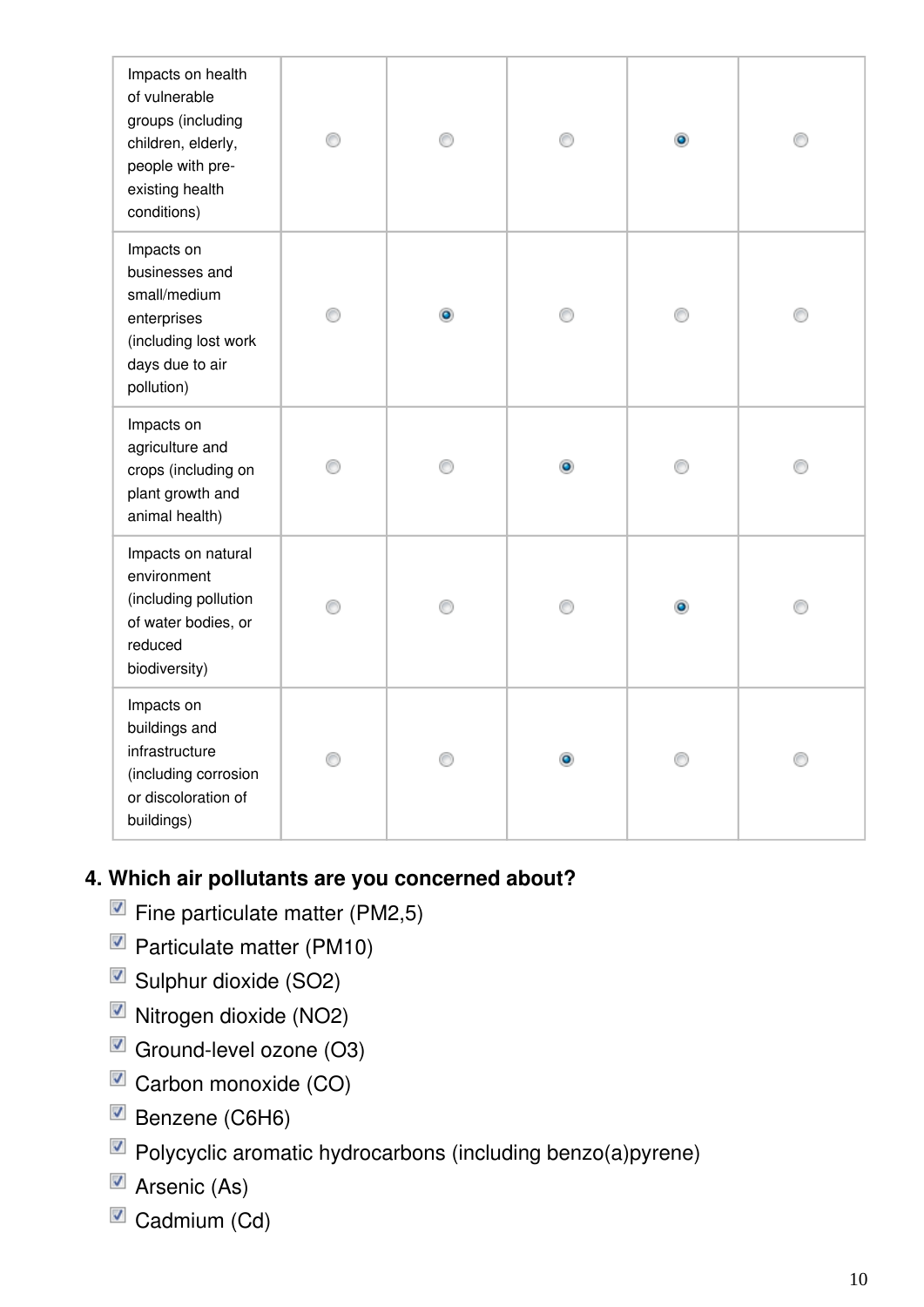| | | | | | |
|---|---|---|---|---|---|
| Impacts on health of vulnerable groups (including children, elderly, people with pre-existing health conditions) | | | | X | |
| Impacts on businesses and small/medium enterprises (including lost work days due to air pollution) | | X | | | |
| Impacts on agriculture and crops (including on plant growth and animal health) | | | X | | |
| Impacts on natural environment (including pollution of water bodies, or reduced biodiversity) | | | | X | |
| Impacts on buildings and infrastructure (including corrosion or discoloration of buildings) | | | X | | |

### 4. Which air pollutants are you concerned about?

- [x] Fine particulate matter (PM2,5)
- [x] Particulate matter (PM10)
- [x] Sulphur dioxide ($SO_2$)
- [x] Nitrogen dioxide ($NO_2$)
- [x] Ground-level ozone ($O_3$)
- [x] Carbon monoxide (CO)
- [x] Benzene ($C_6H_6$)
- [x] Polycyclic aromatic hydrocarbons (including benzo(a)pyrene)
- [x] Arsenic (As)
- [x] Cadmium (Cd)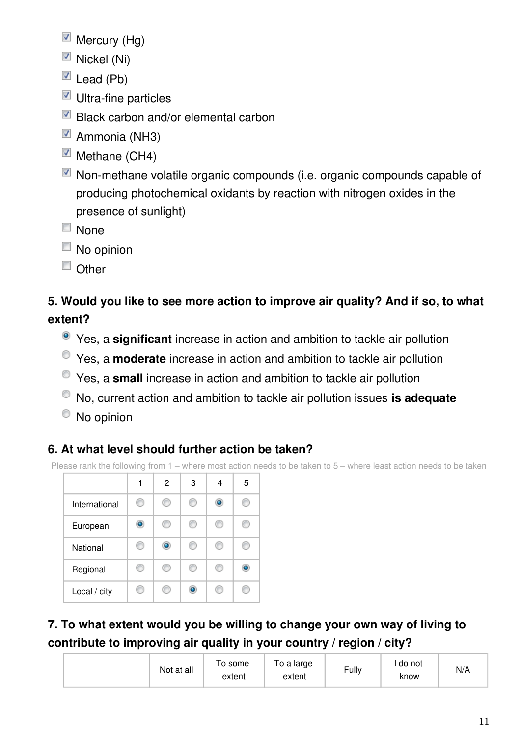- [x] Mercury (Hg)
- [x] Nickel (Ni)
- [x] Lead (Pb)
- [x] Ultra-fine particles
- [x] Black carbon and/or elemental carbon
- [x] Ammonia ($NH_3$)
- [x] Methane ($CH_4$)
- [x] Non-methane volatile organic compounds (i.e. organic compounds capable of producing photochemical oxidants by reaction with nitrogen oxides in the presence of sunlight)
- [ ] None
- [ ] No opinion
- [ ] Other

### 5. Would you like to see more action to improve air quality? And if so, to what extent?

- (•) Yes, a **significant** increase in action and ambition to tackle air pollution
- ( ) Yes, a **moderate** increase in action and ambition to tackle air pollution
- ( ) Yes, a **small** increase in action and ambition to tackle air pollution
- ( ) No, current action and ambition to tackle air pollution issues **is adequate**
- ( ) No opinion

### 6. At what level should further action be taken?

Please rank the following from 1 – where most action needs to be taken to 5 – where least action needs to be taken

| | 1 | 2 | 3 | 4 | 5 |
|---|---|---|---|---|---|
| International | ( ) | ( ) | ( ) | (•) | ( ) |
| European | (•) | ( ) | ( ) | ( ) | ( ) |
| National | ( ) | (•) | ( ) | ( ) | ( ) |
| Regional | ( ) | ( ) | ( ) | ( ) | (•) |
| Local / city | ( ) | ( ) | (•) | ( ) | ( ) |

### 7. To what extent would you be willing to change your own way of living to contribute to improving air quality in your country / region / city?

| | Not at all | To some extent | To a large extent | Fully | I do not know | N/A |
|---|---|---|---|---|---|---|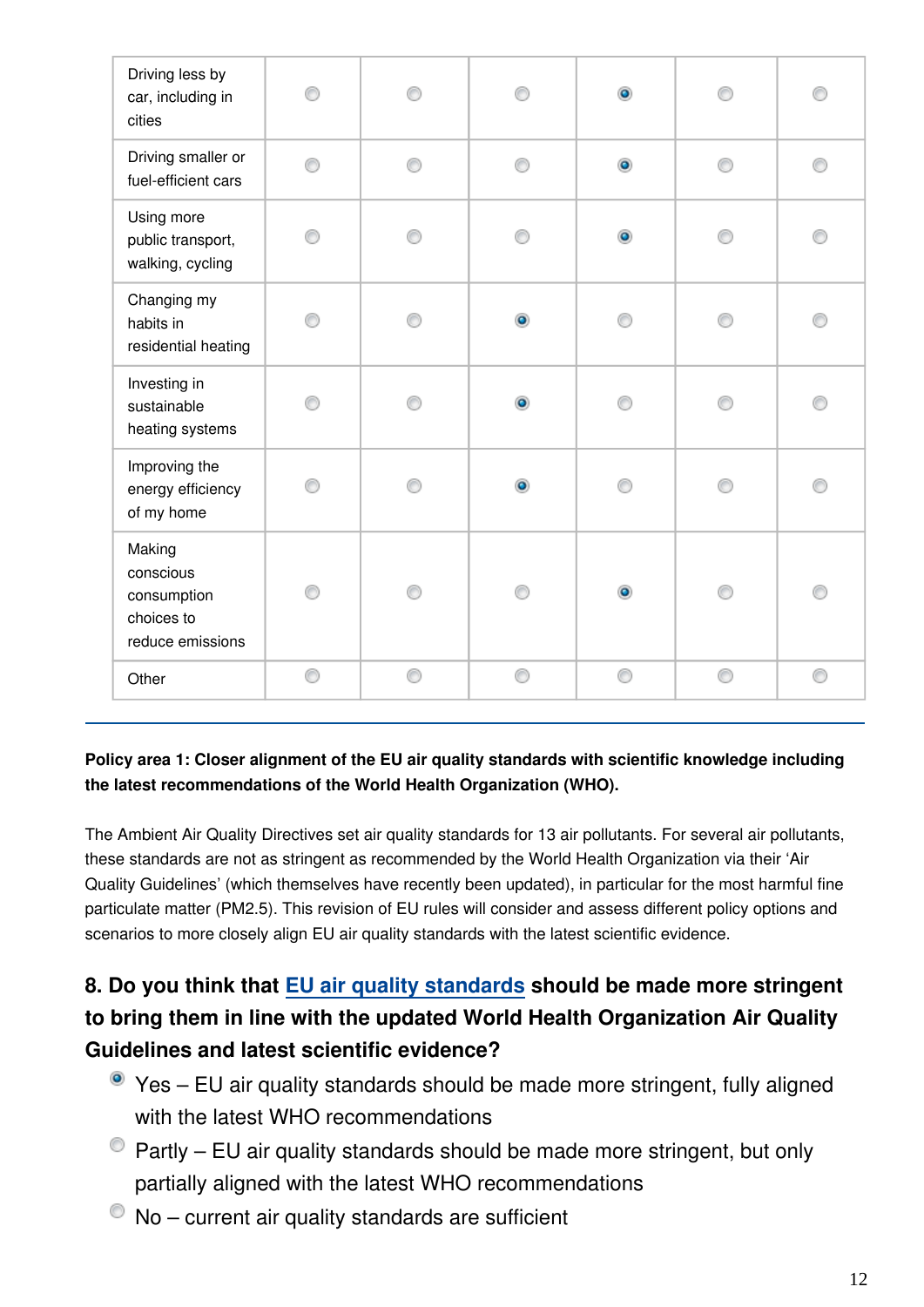| | | | | | | |
|---|---|---|---|---|---|---|
| Driving less by car, including in cities | ◎ | ◎ | ◎ | ◉ | ◎ | ◎ |
| Driving smaller or fuel-efficient cars | ◎ | ◎ | ◎ | ◉ | ◎ | ◎ |
| Using more public transport, walking, cycling | ◎ | ◎ | ◎ | ◉ | ◎ | ◎ |
| Changing my habits in residential heating | ◎ | ◎ | ◉ | ◎ | ◎ | ◎ |
| Investing in sustainable heating systems | ◎ | ◎ | ◉ | ◎ | ◎ | ◎ |
| Improving the energy efficiency of my home | ◎ | ◎ | ◉ | ◎ | ◎ | ◎ |
| Making conscious consumption choices to reduce emissions | ◎ | ◎ | ◎ | ◉ | ◎ | ◎ |
| Other | ◎ | ◎ | ◎ | ◎ | ◎ | ◎ |

---

**Policy area 1: Closer alignment of the EU air quality standards with scientific knowledge including the latest recommendations of the World Health Organization (WHO).**

The Ambient Air Quality Directives set air quality standards for 13 air pollutants. For several air pollutants, these standards are not as stringent as recommended by the World Health Organization via their 'Air Quality Guidelines' (which themselves have recently been updated), in particular for the most harmful fine particulate matter (PM2.5). This revision of EU rules will consider and assess different policy options and scenarios to more closely align EU air quality standards with the latest scientific evidence.

### 8. Do you think that EU air quality standards should be made more stringent to bring them in line with the updated World Health Organization Air Quality Guidelines and latest scientific evidence?

- ◉ Yes – EU air quality standards should be made more stringent, fully aligned with the latest WHO recommendations
- ◎ Partly – EU air quality standards should be made more stringent, but only partially aligned with the latest WHO recommendations
- ◎ No – current air quality standards are sufficient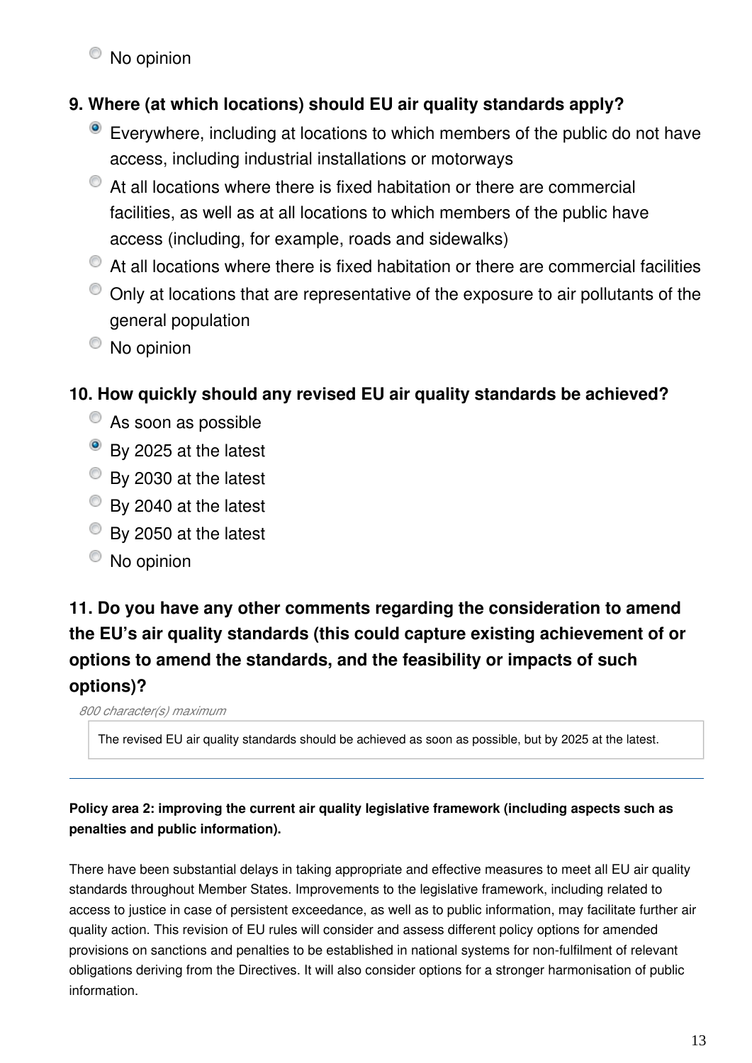- ○ No opinion

**9. Where (at which locations) should EU air quality standards apply?**

- ◉ Everywhere, including at locations to which members of the public do not have access, including industrial installations or motorways
- ○ At all locations where there is fixed habitation or there are commercial facilities, as well as at all locations to which members of the public have access (including, for example, roads and sidewalks)
- ○ At all locations where there is fixed habitation or there are commercial facilities
- ○ Only at locations that are representative of the exposure to air pollutants of the general population
- ○ No opinion

**10. How quickly should any revised EU air quality standards be achieved?**

- ○ As soon as possible
- ◉ By 2025 at the latest
- ○ By 2030 at the latest
- ○ By 2040 at the latest
- ○ By 2050 at the latest
- ○ No opinion

**11. Do you have any other comments regarding the consideration to amend the EU's air quality standards (this could capture existing achievement of or options to amend the standards, and the feasibility or impacts of such options)?**

*800 character(s) maximum*

The revised EU air quality standards should be achieved as soon as possible, but by 2025 at the latest.

---

**Policy area 2: improving the current air quality legislative framework (including aspects such as penalties and public information).**

There have been substantial delays in taking appropriate and effective measures to meet all EU air quality standards throughout Member States. Improvements to the legislative framework, including related to access to justice in case of persistent exceedance, as well as to public information, may facilitate further air quality action. This revision of EU rules will consider and assess different policy options for amended provisions on sanctions and penalties to be established in national systems for non-fulfilment of relevant obligations deriving from the Directives. It will also consider options for a stronger harmonisation of public information.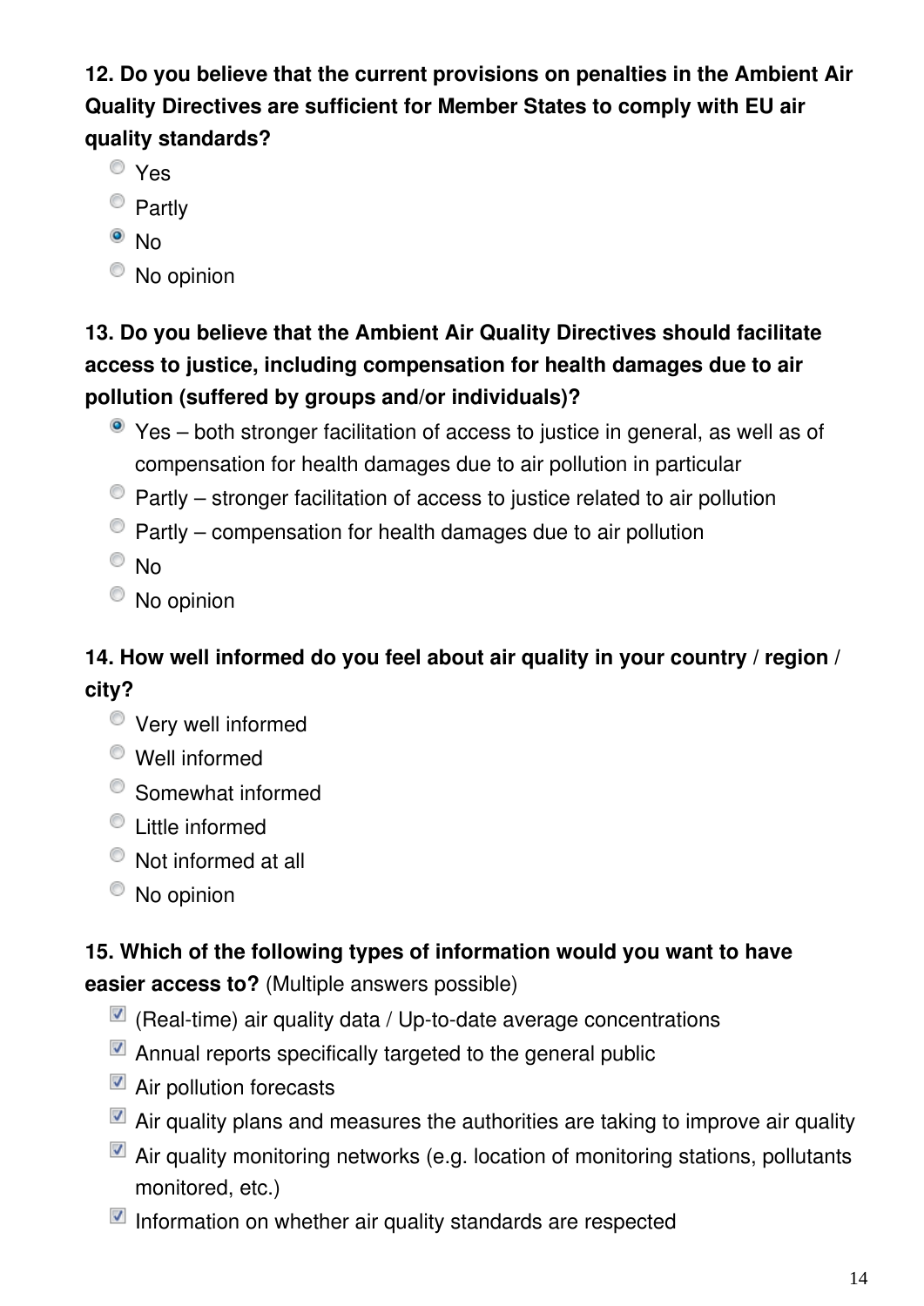**12. Do you believe that the current provisions on penalties in the Ambient Air Quality Directives are sufficient for Member States to comply with EU air quality standards?**

- ○ Yes
- ○ Partly
- ● No
- ○ No opinion

**13. Do you believe that the Ambient Air Quality Directives should facilitate access to justice, including compensation for health damages due to air pollution (suffered by groups and/or individuals)?**

- ● Yes – both stronger facilitation of access to justice in general, as well as of compensation for health damages due to air pollution in particular
- ○ Partly – stronger facilitation of access to justice related to air pollution
- ○ Partly – compensation for health damages due to air pollution
- ○ No
- ○ No opinion

**14. How well informed do you feel about air quality in your country / region / city?**

- ○ Very well informed
- ○ Well informed
- ○ Somewhat informed
- ○ Little informed
- ○ Not informed at all
- ○ No opinion

**15. Which of the following types of information would you want to have easier access to?** (Multiple answers possible)

- [x] (Real-time) air quality data / Up-to-date average concentrations
- [x] Annual reports specifically targeted to the general public
- [x] Air pollution forecasts
- [x] Air quality plans and measures the authorities are taking to improve air quality
- [x] Air quality monitoring networks (e.g. location of monitoring stations, pollutants monitored, etc.)
- [x] Information on whether air quality standards are respected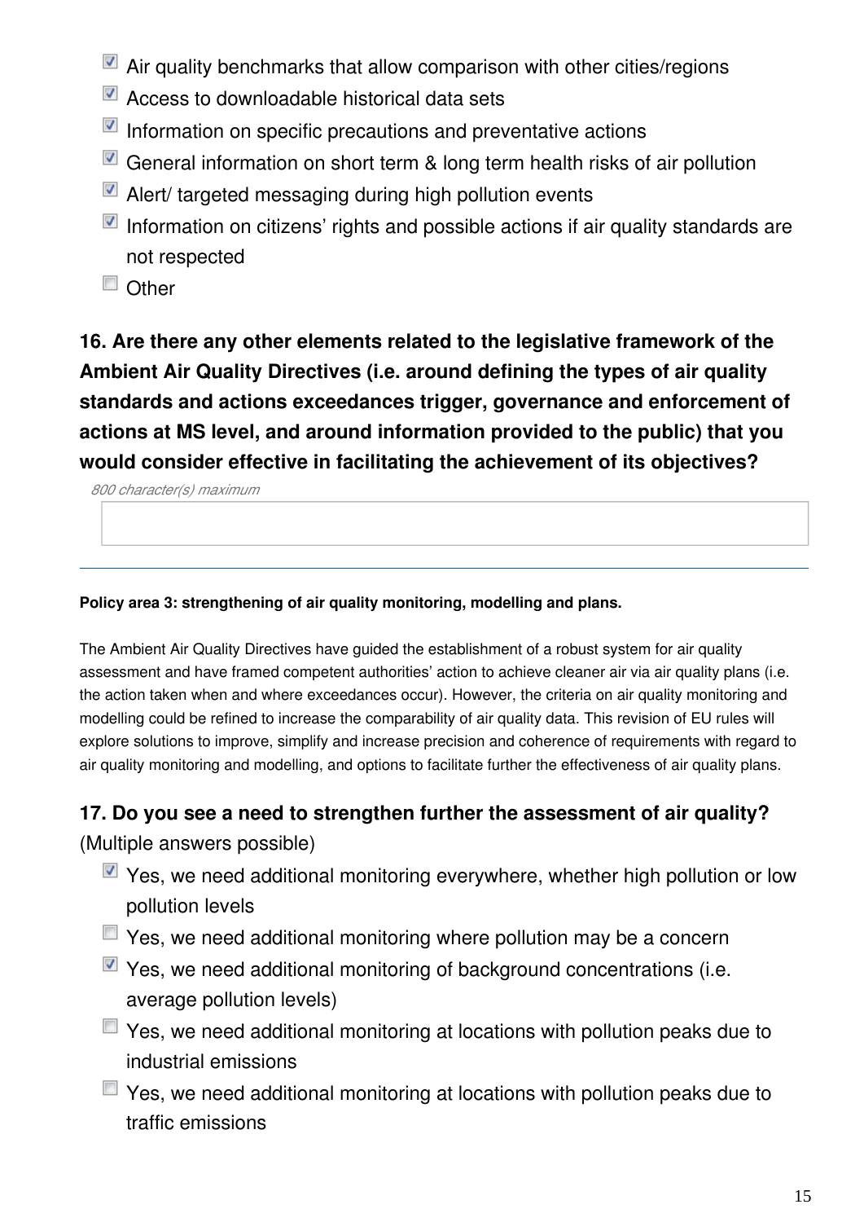- [x] Air quality benchmarks that allow comparison with other cities/regions
- [x] Access to downloadable historical data sets
- [x] Information on specific precautions and preventative actions
- [x] General information on short term & long term health risks of air pollution
- [x] Alert/ targeted messaging during high pollution events
- [x] Information on citizens' rights and possible actions if air quality standards are not respected
- [ ] Other

**16. Are there any other elements related to the legislative framework of the Ambient Air Quality Directives (i.e. around defining the types of air quality standards and actions exceedances trigger, governance and enforcement of actions at MS level, and around information provided to the public) that you would consider effective in facilitating the achievement of its objectives?**

*800 character(s) maximum*

---

**Policy area 3: strengthening of air quality monitoring, modelling and plans.**

The Ambient Air Quality Directives have guided the establishment of a robust system for air quality assessment and have framed competent authorities' action to achieve cleaner air via air quality plans (i.e. the action taken when and where exceedances occur). However, the criteria on air quality monitoring and modelling could be refined to increase the comparability of air quality data. This revision of EU rules will explore solutions to improve, simplify and increase precision and coherence of requirements with regard to air quality monitoring and modelling, and options to facilitate further the effectiveness of air quality plans.

**17. Do you see a need to strengthen further the assessment of air quality?**
(Multiple answers possible)

- [x] Yes, we need additional monitoring everywhere, whether high pollution or low pollution levels
- [ ] Yes, we need additional monitoring where pollution may be a concern
- [x] Yes, we need additional monitoring of background concentrations (i.e. average pollution levels)
- [ ] Yes, we need additional monitoring at locations with pollution peaks due to industrial emissions
- [ ] Yes, we need additional monitoring at locations with pollution peaks due to traffic emissions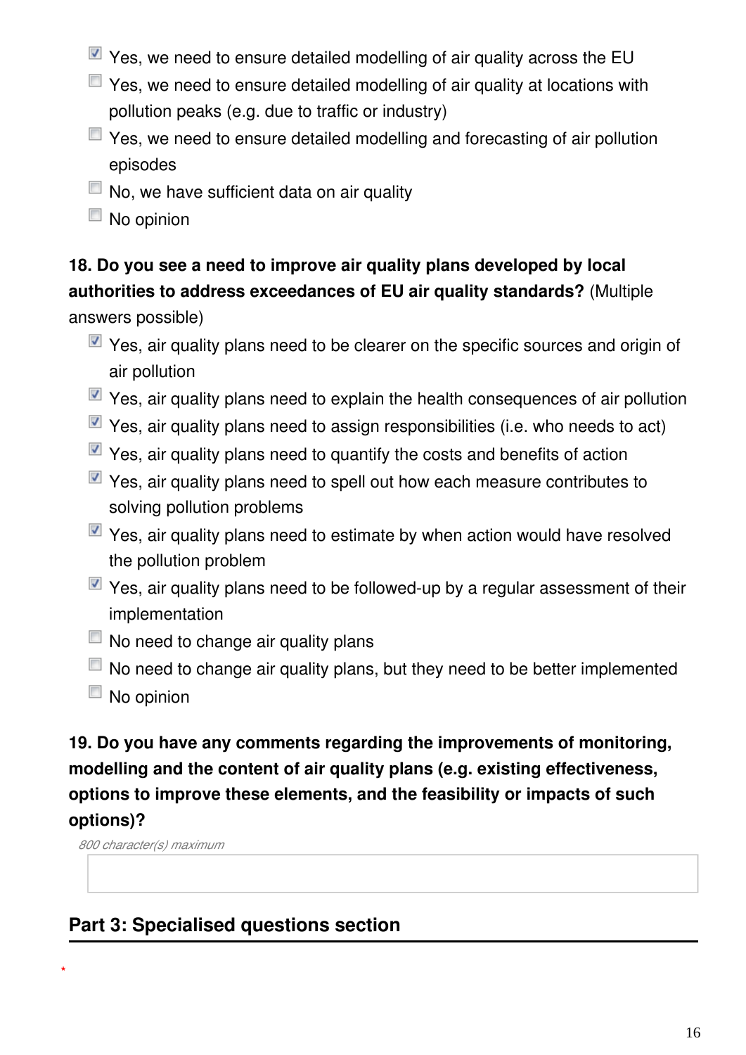- [x] Yes, we need to ensure detailed modelling of air quality across the EU
- [ ] Yes, we need to ensure detailed modelling of air quality at locations with pollution peaks (e.g. due to traffic or industry)
- [ ] Yes, we need to ensure detailed modelling and forecasting of air pollution episodes
- [ ] No, we have sufficient data on air quality
- [ ] No opinion

**18. Do you see a need to improve air quality plans developed by local authorities to address exceedances of EU air quality standards?** (Multiple answers possible)

- [x] Yes, air quality plans need to be clearer on the specific sources and origin of air pollution
- [x] Yes, air quality plans need to explain the health consequences of air pollution
- [x] Yes, air quality plans need to assign responsibilities (i.e. who needs to act)
- [x] Yes, air quality plans need to quantify the costs and benefits of action
- [x] Yes, air quality plans need to spell out how each measure contributes to solving pollution problems
- [x] Yes, air quality plans need to estimate by when action would have resolved the pollution problem
- [x] Yes, air quality plans need to be followed-up by a regular assessment of their implementation
- [ ] No need to change air quality plans
- [ ] No need to change air quality plans, but they need to be better implemented
- [ ] No opinion

**19. Do you have any comments regarding the improvements of monitoring, modelling and the content of air quality plans (e.g. existing effectiveness, options to improve these elements, and the feasibility or impacts of such options)?**

*800 character(s) maximum*

## Part 3: Specialised questions section

*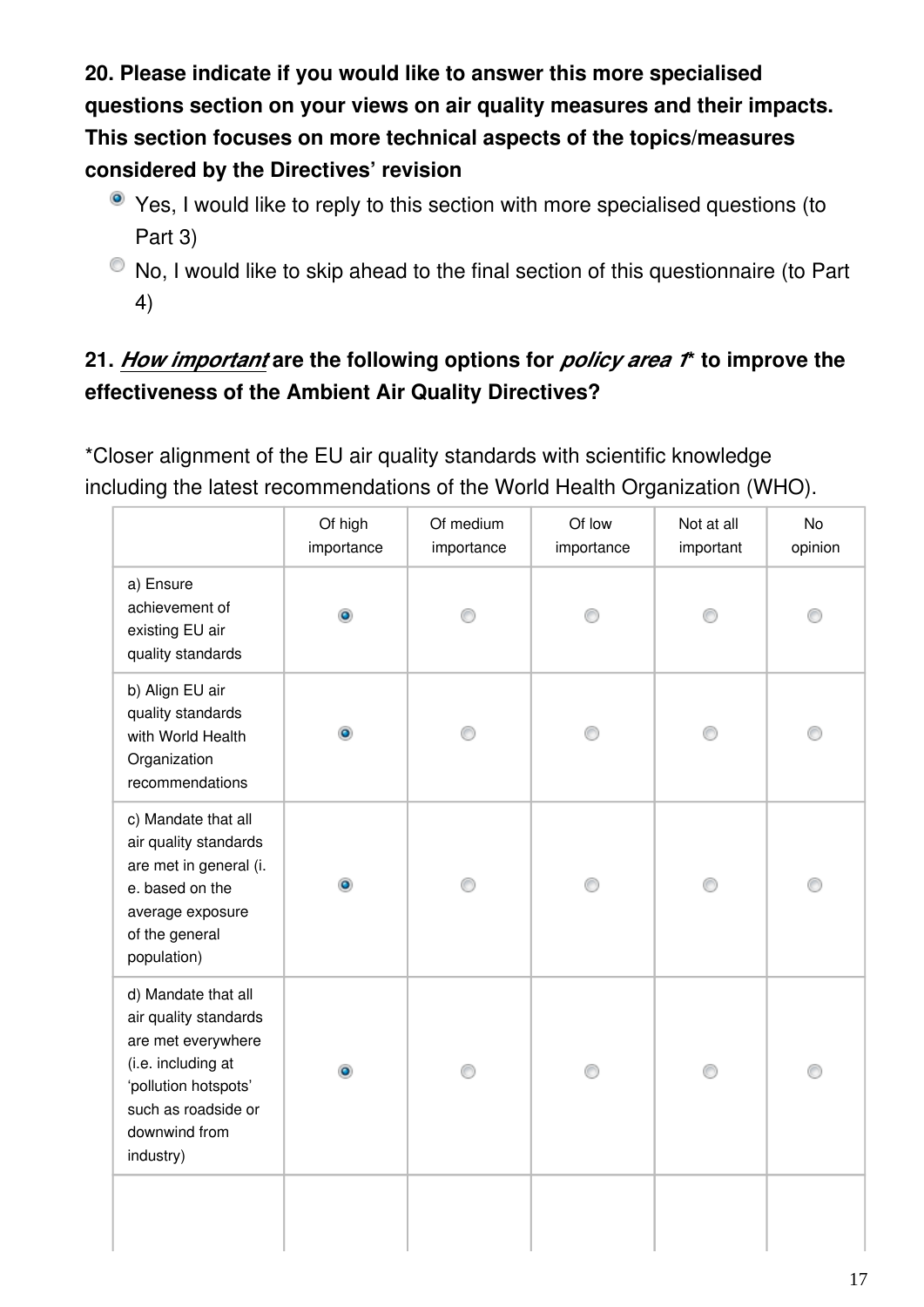**20. Please indicate if you would like to answer this more specialised questions section on your views on air quality measures and their impacts. This section focuses on more technical aspects of the topics/measures considered by the Directives' revision**

- ◉ Yes, I would like to reply to this section with more specialised questions (to Part 3)
- ○ No, I would like to skip ahead to the final section of this questionnaire (to Part 4)

**21. *How important* are the following options for *policy area 1** to improve the effectiveness of the Ambient Air Quality Directives?**

*Closer alignment of the EU air quality standards with scientific knowledge including the latest recommendations of the World Health Organization (WHO).

| | Of high importance | Of medium importance | Of low importance | Not at all important | No opinion |
|---|---|---|---|---|---|
| a) Ensure achievement of existing EU air quality standards | ◉ | ○ | ○ | ○ | ○ |
| b) Align EU air quality standards with World Health Organization recommendations | ◉ | ○ | ○ | ○ | ○ |
| c) Mandate that all air quality standards are met in general (i. e. based on the average exposure of the general population) | ◉ | ○ | ○ | ○ | ○ |
| d) Mandate that all air quality standards are met everywhere (i.e. including at 'pollution hotspots' such as roadside or downwind from industry) | ◉ | ○ | ○ | ○ | ○ |
| | | | | | |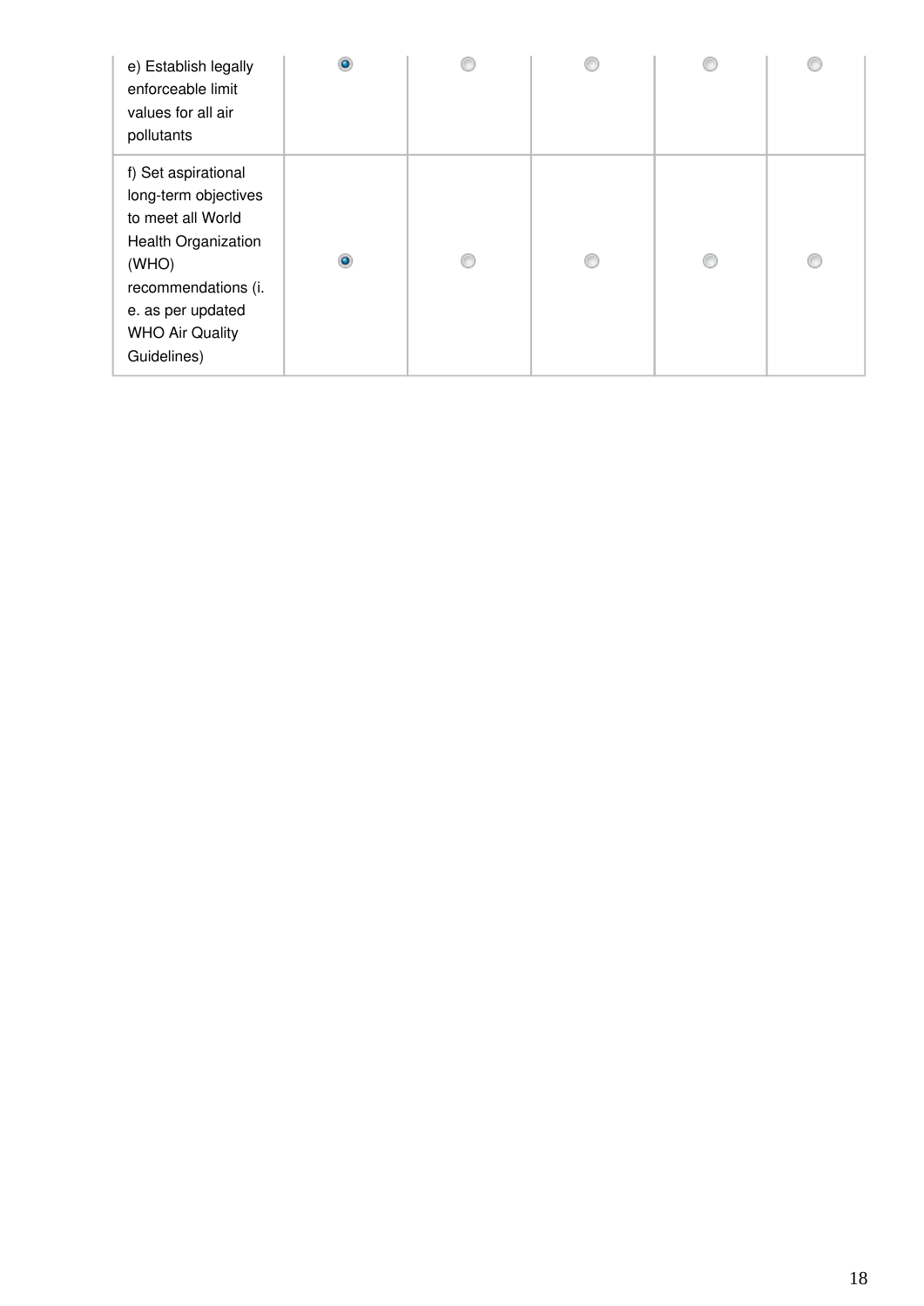| | | | | | |
|---|---|---|---|---|---|
| e) Establish legally enforceable limit values for all air pollutants | ◉ | ○ | ○ | ○ | ○ |
| f) Set aspirational long-term objectives to meet all World Health Organization (WHO) recommendations (i. e. as per updated WHO Air Quality Guidelines) | ◉ | ○ | ○ | ○ | ○ |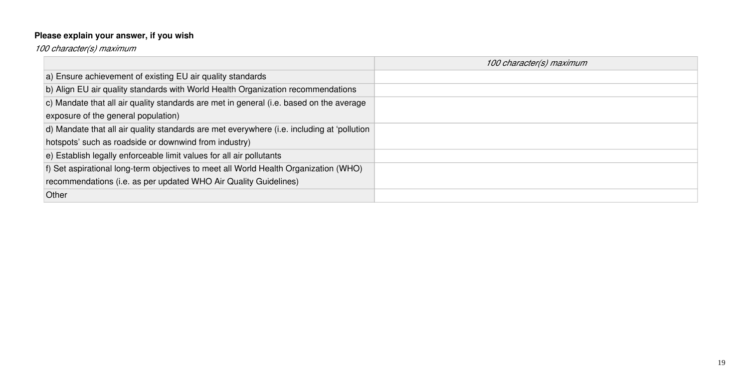**Please explain your answer, if you wish**

*100 character(s) maximum*

| | *100 character(s) maximum* |
|---|---|
| a) Ensure achievement of existing EU air quality standards | |
| b) Align EU air quality standards with World Health Organization recommendations | |
| c) Mandate that all air quality standards are met in general (i.e. based on the average exposure of the general population) | |
| d) Mandate that all air quality standards are met everywhere (i.e. including at 'pollution hotspots' such as roadside or downwind from industry) | |
| e) Establish legally enforceable limit values for all air pollutants | |
| f) Set aspirational long-term objectives to meet all World Health Organization (WHO) recommendations (i.e. as per updated WHO Air Quality Guidelines) | |
| Other | |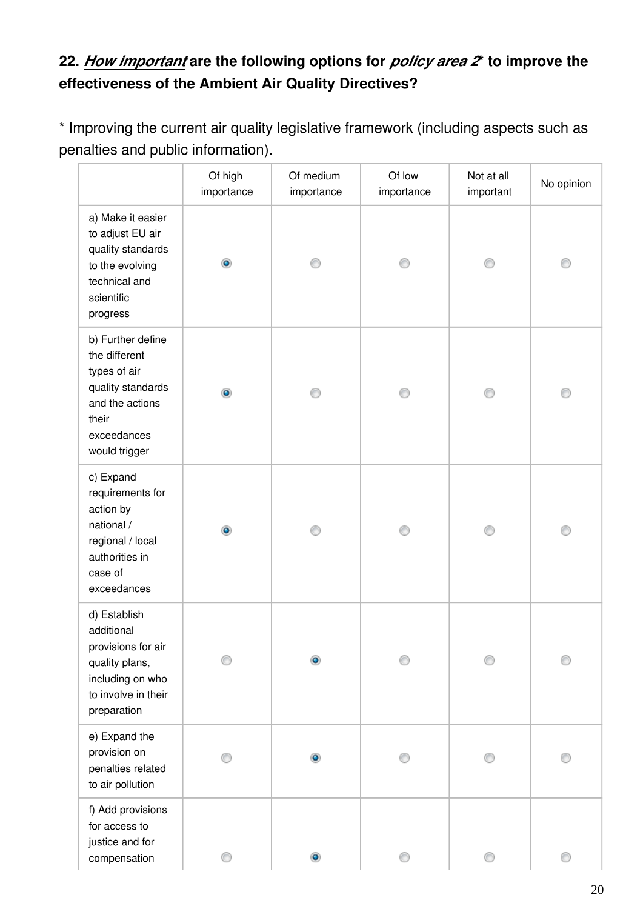**22. *How important* are the following options for *policy area 2** to improve the effectiveness of the Ambient Air Quality Directives?**

* Improving the current air quality legislative framework (including aspects such as penalties and public information).

| | Of high importance | Of medium importance | Of low importance | Not at all important | No opinion |
|---|---|---|---|---|---|
| a) Make it easier to adjust EU air quality standards to the evolving technical and scientific progress | ● | ○ | ○ | ○ | ○ |
| b) Further define the different types of air quality standards and the actions their exceedances would trigger | ● | ○ | ○ | ○ | ○ |
| c) Expand requirements for action by national / regional / local authorities in case of exceedances | ● | ○ | ○ | ○ | ○ |
| d) Establish additional provisions for air quality plans, including on who to involve in their preparation | ○ | ● | ○ | ○ | ○ |
| e) Expand the provision on penalties related to air pollution | ○ | ● | ○ | ○ | ○ |
| f) Add provisions for access to justice and for compensation | ○ | ● | ○ | ○ | ○ |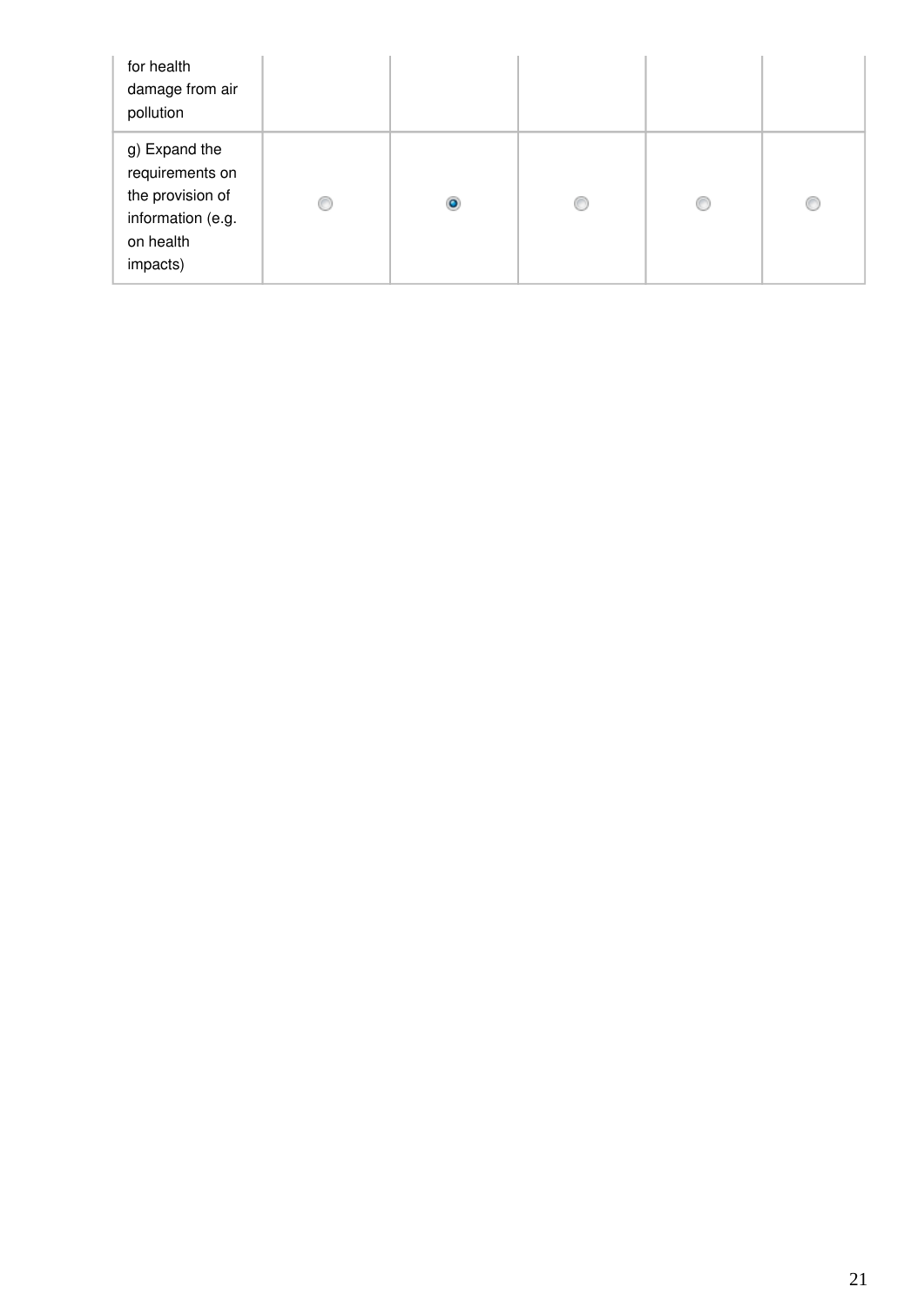| | | | | | |
|---|---|---|---|---|---|
| for health damage from air pollution | | | | | |
| g) Expand the requirements on the provision of information (e.g. on health impacts) | ○ | ● | ○ | ○ | ○ |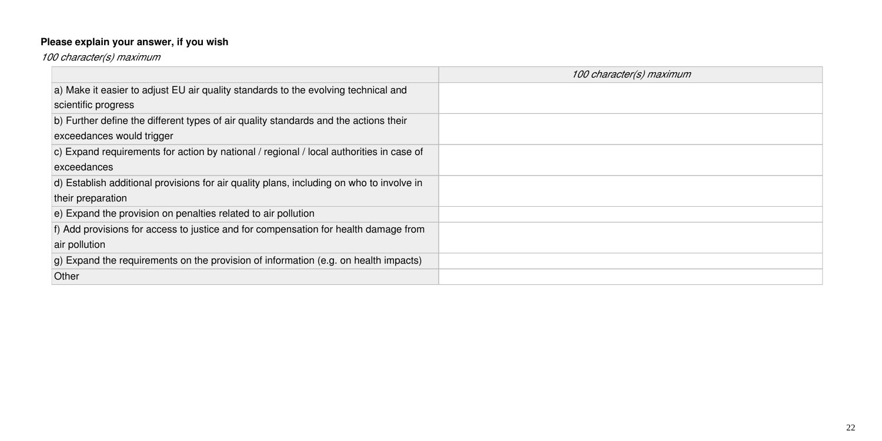**Please explain your answer, if you wish**

*100 character(s) maximum*

| | *100 character(s) maximum* |
|---|---|
| a) Make it easier to adjust EU air quality standards to the evolving technical and scientific progress | |
| b) Further define the different types of air quality standards and the actions their exceedances would trigger | |
| c) Expand requirements for action by national / regional / local authorities in case of exceedances | |
| d) Establish additional provisions for air quality plans, including on who to involve in their preparation | |
| e) Expand the provision on penalties related to air pollution | |
| f) Add provisions for access to justice and for compensation for health damage from air pollution | |
| g) Expand the requirements on the provision of information (e.g. on health impacts) | |
| Other | |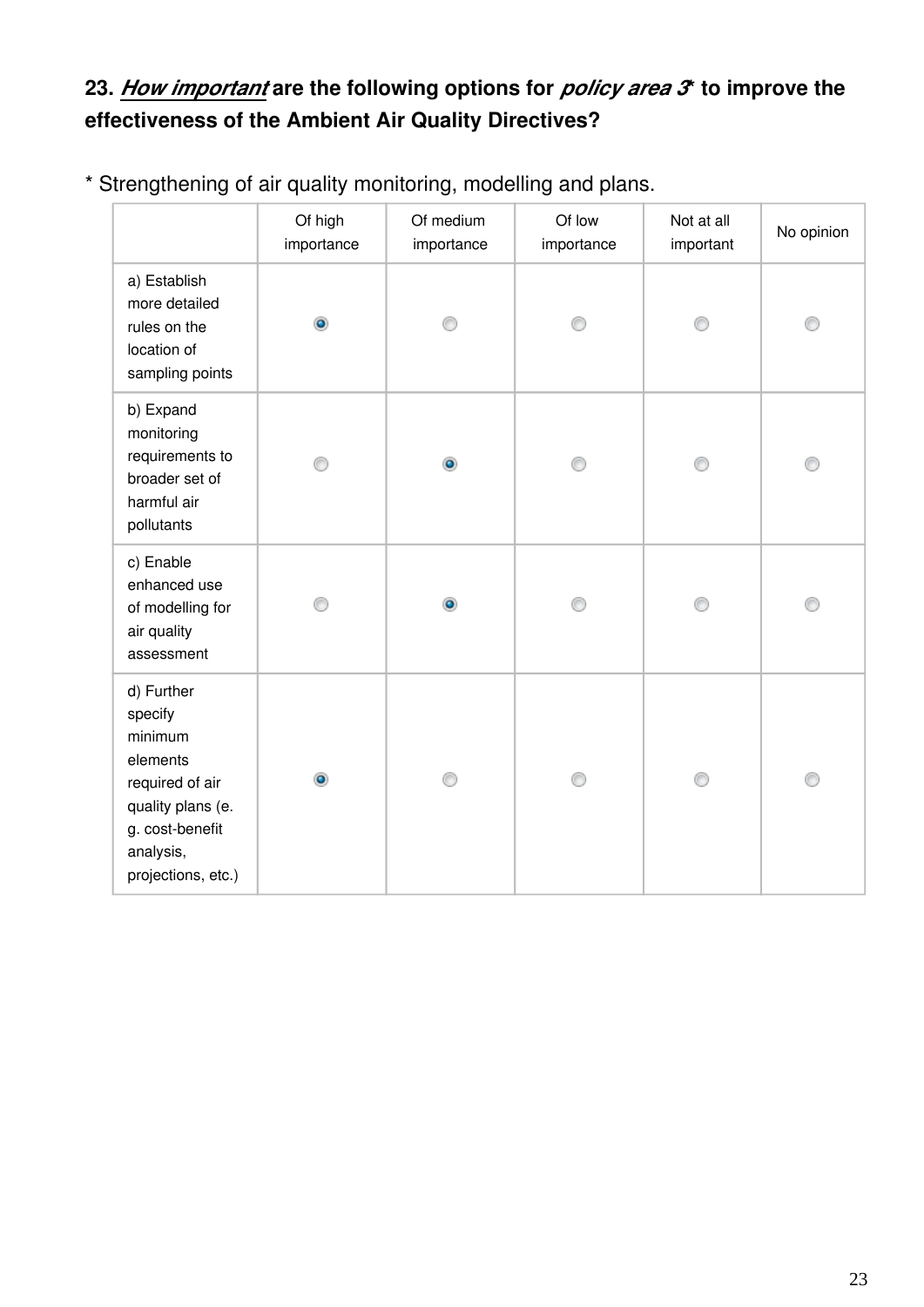**23. *How important* are the following options for *policy area 3** to improve the effectiveness of the Ambient Air Quality Directives?**

* Strengthening of air quality monitoring, modelling and plans.

| | Of high importance | Of medium importance | Of low importance | Not at all important | No opinion |
|---|---|---|---|---|---|
| a) Establish more detailed rules on the location of sampling points | ◉ | ○ | ○ | ○ | ○ |
| b) Expand monitoring requirements to broader set of harmful air pollutants | ○ | ◉ | ○ | ○ | ○ |
| c) Enable enhanced use of modelling for air quality assessment | ○ | ◉ | ○ | ○ | ○ |
| d) Further specify minimum elements required of air quality plans (e.g. cost-benefit analysis, projections, etc.) | ◉ | ○ | ○ | ○ | ○ |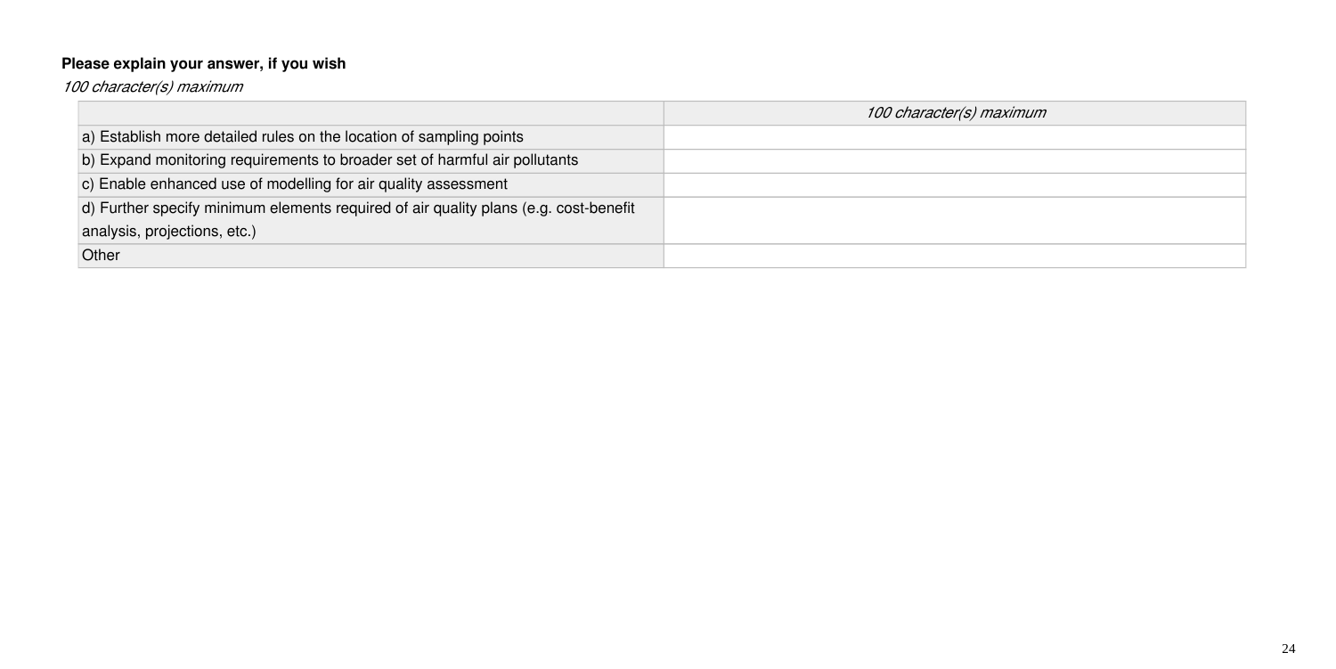**Please explain your answer, if you wish**

*100 character(s) maximum*

| | *100 character(s) maximum* |
|---|---|
| a) Establish more detailed rules on the location of sampling points | |
| b) Expand monitoring requirements to broader set of harmful air pollutants | |
| c) Enable enhanced use of modelling for air quality assessment | |
| d) Further specify minimum elements required of air quality plans (e.g. cost-benefit analysis, projections, etc.) | |
| Other | |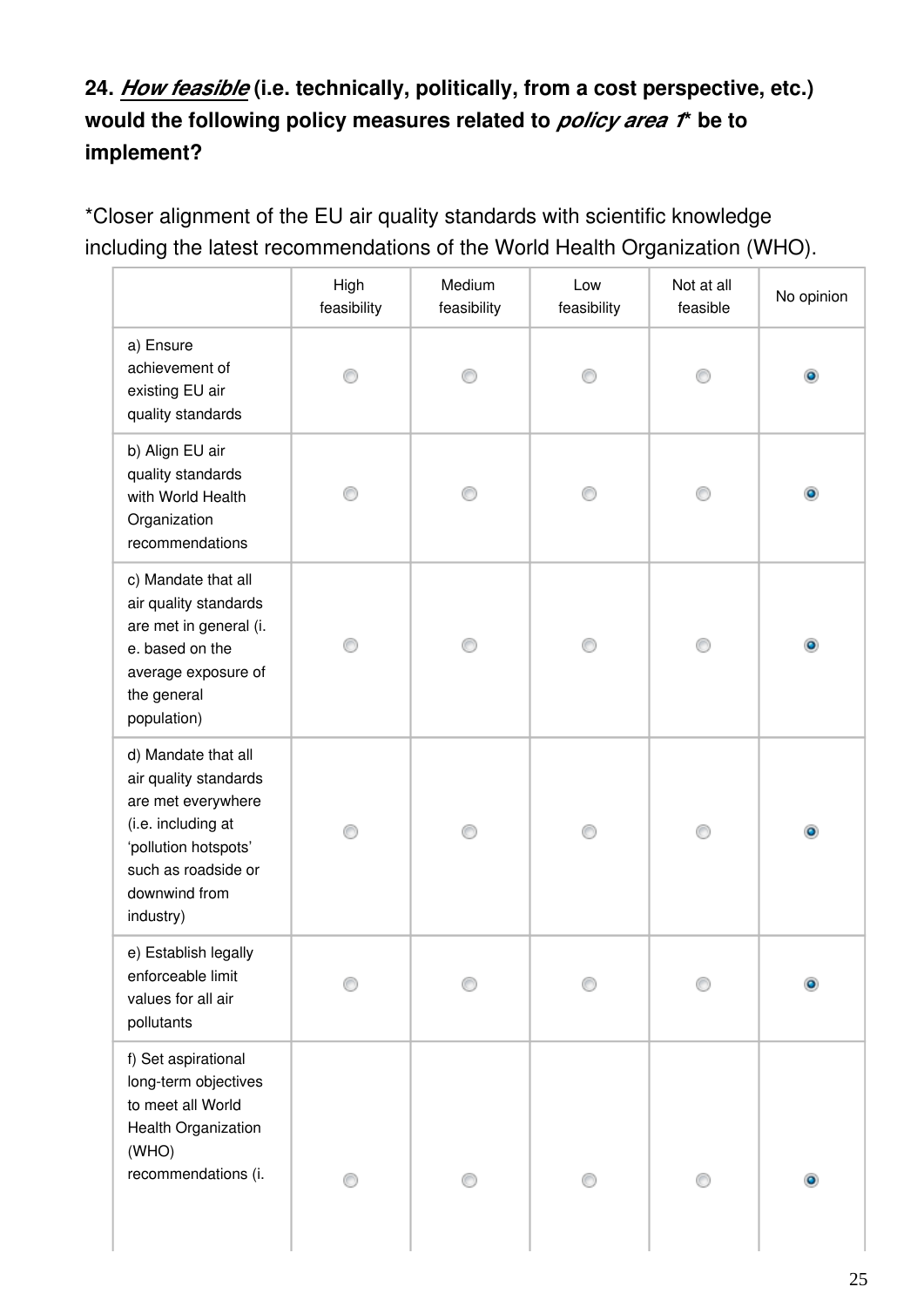**24. *How feasible* (i.e. technically, politically, from a cost perspective, etc.) would the following policy measures related to *policy area 1** be to implement?**

*Closer alignment of the EU air quality standards with scientific knowledge including the latest recommendations of the World Health Organization (WHO).

| | High feasibility | Medium feasibility | Low feasibility | Not at all feasible | No opinion |
|---|---|---|---|---|---|
| a) Ensure achievement of existing EU air quality standards | | | | | ◉ |
| b) Align EU air quality standards with World Health Organization recommendations | | | | | ◉ |
| c) Mandate that all air quality standards are met in general (i. e. based on the average exposure of the general population) | | | | | ◉ |
| d) Mandate that all air quality standards are met everywhere (i.e. including at 'pollution hotspots' such as roadside or downwind from industry) | | | | | ◉ |
| e) Establish legally enforceable limit values for all air pollutants | | | | | ◉ |
| f) Set aspirational long-term objectives to meet all World Health Organization (WHO) recommendations (i. | | | | | ◉ |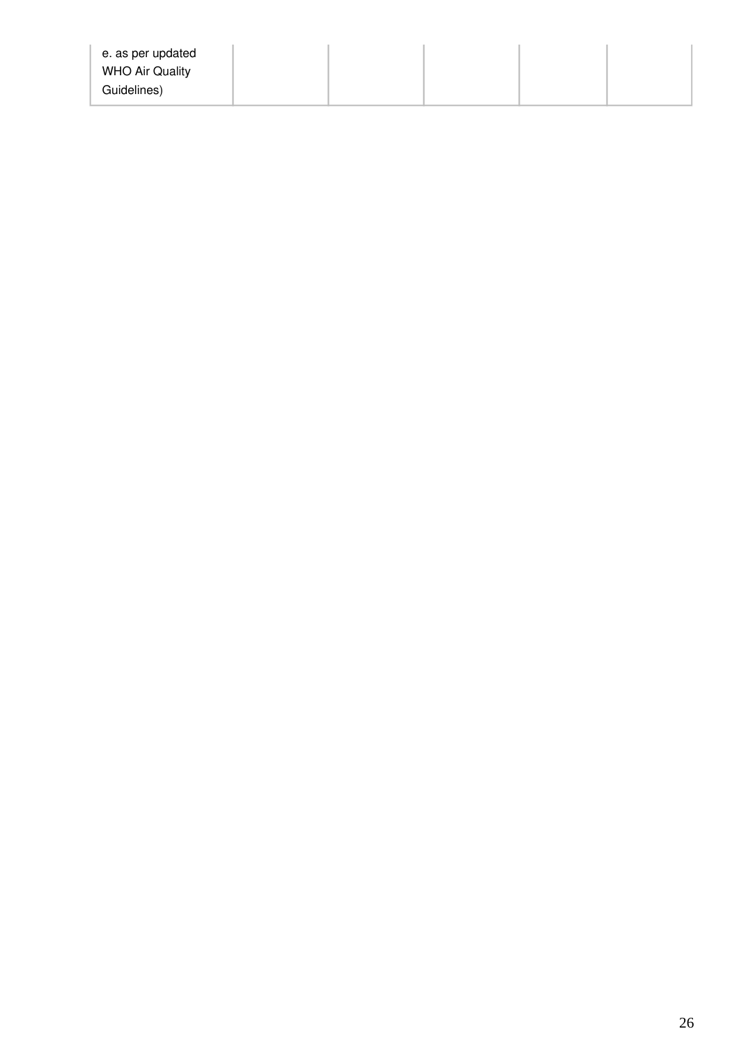| | | | | | |
|---|---|---|---|---|---|
| e. as per updated WHO Air Quality Guidelines) | | | | | |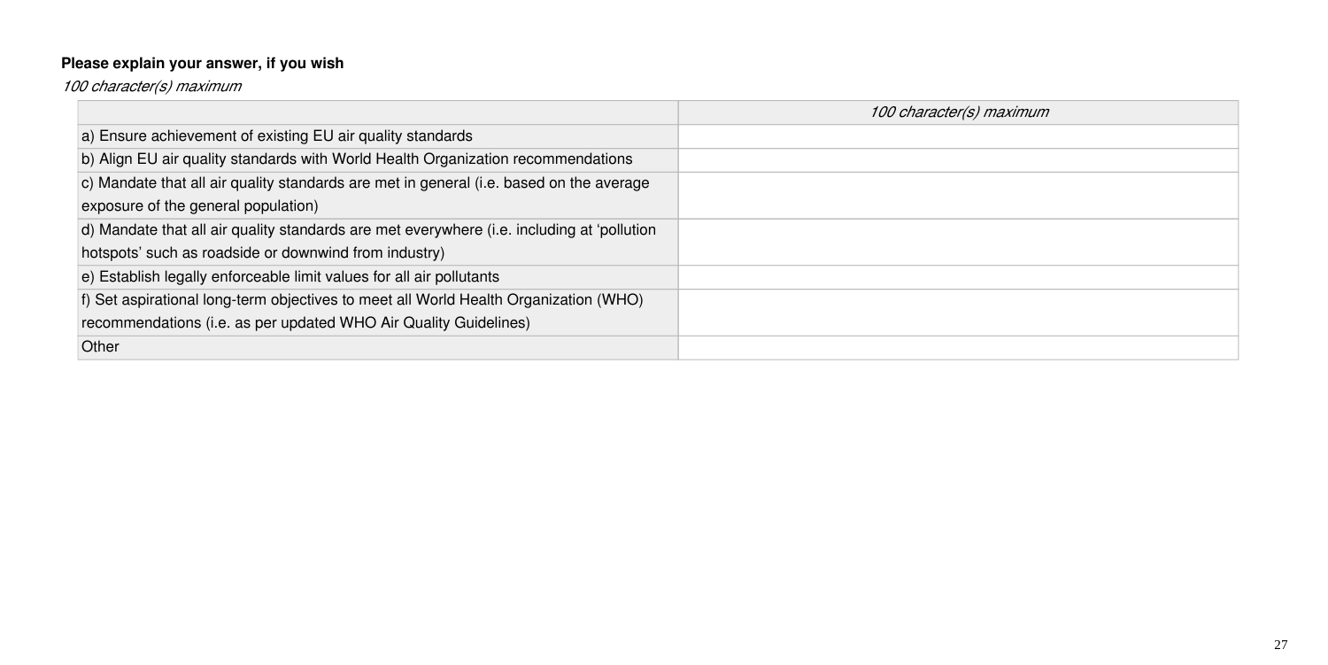**Please explain your answer, if you wish**

*100 character(s) maximum*

| | *100 character(s) maximum* |
|---|---|
| a) Ensure achievement of existing EU air quality standards | |
| b) Align EU air quality standards with World Health Organization recommendations | |
| c) Mandate that all air quality standards are met in general (i.e. based on the average exposure of the general population) | |
| d) Mandate that all air quality standards are met everywhere (i.e. including at 'pollution hotspots' such as roadside or downwind from industry) | |
| e) Establish legally enforceable limit values for all air pollutants | |
| f) Set aspirational long-term objectives to meet all World Health Organization (WHO) recommendations (i.e. as per updated WHO Air Quality Guidelines) | |
| Other | |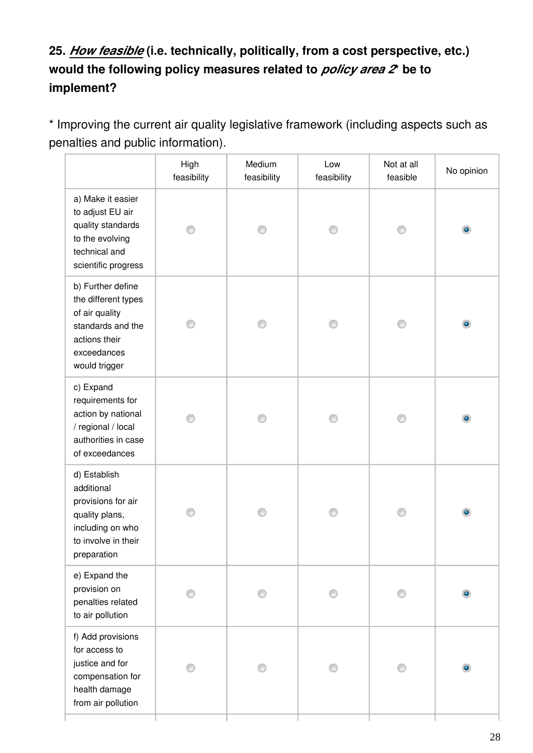**25. *How feasible* (i.e. technically, politically, from a cost perspective, etc.) would the following policy measures related to *policy area 2** be to implement?**

* Improving the current air quality legislative framework (including aspects such as penalties and public information).

| | High feasibility | Medium feasibility | Low feasibility | Not at all feasible | No opinion |
|---|---|---|---|---|---|
| a) Make it easier to adjust EU air quality standards to the evolving technical and scientific progress | ○ | ○ | ○ | ○ | ● |
| b) Further define the different types of air quality standards and the actions their exceedances would trigger | ○ | ○ | ○ | ○ | ● |
| c) Expand requirements for action by national / regional / local authorities in case of exceedances | ○ | ○ | ○ | ○ | ● |
| d) Establish additional provisions for air quality plans, including on who to involve in their preparation | ○ | ○ | ○ | ○ | ● |
| e) Expand the provision on penalties related to air pollution | ○ | ○ | ○ | ○ | ● |
| f) Add provisions for access to justice and for compensation for health damage from air pollution | ○ | ○ | ○ | ○ | ● |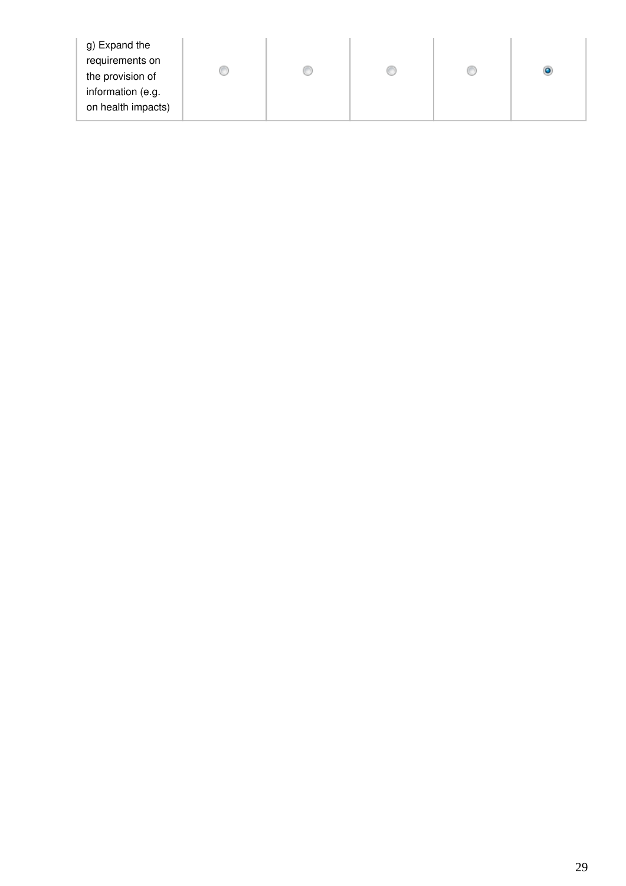| | | | | | |
|---|---|---|---|---|---|
| g) Expand the requirements on the provision of information (e.g. on health impacts) | ○ | ○ | ○ | ○ | ◉ |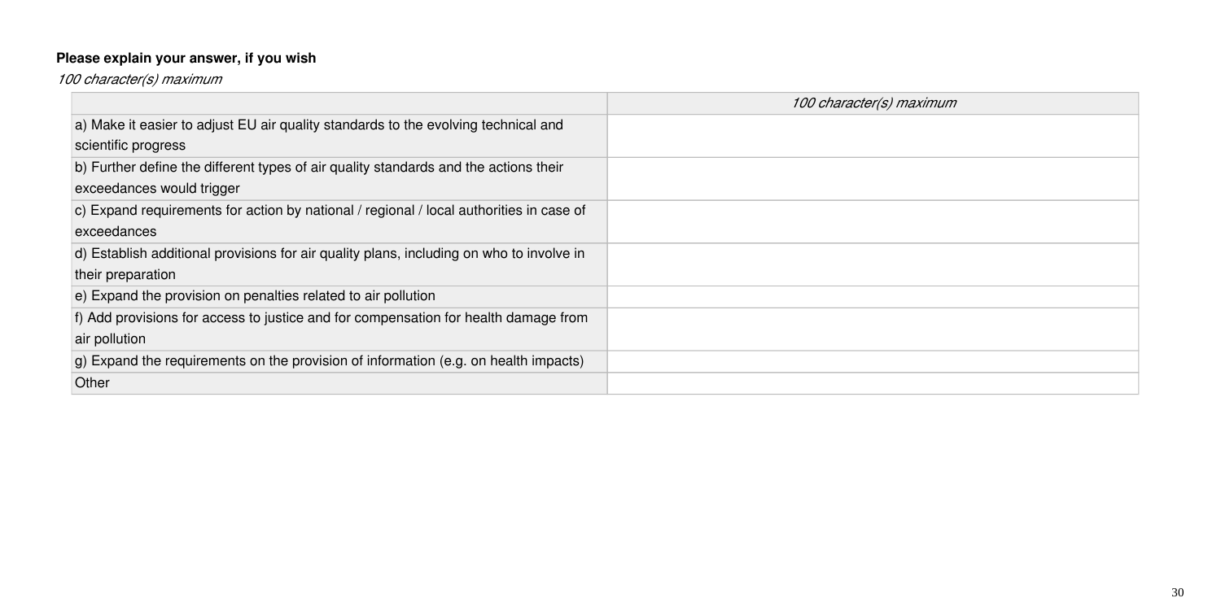**Please explain your answer, if you wish**

*100 character(s) maximum*

| | *100 character(s) maximum* |
|---|---|
| a) Make it easier to adjust EU air quality standards to the evolving technical and scientific progress | |
| b) Further define the different types of air quality standards and the actions their exceedances would trigger | |
| c) Expand requirements for action by national / regional / local authorities in case of exceedances | |
| d) Establish additional provisions for air quality plans, including on who to involve in their preparation | |
| e) Expand the provision on penalties related to air pollution | |
| f) Add provisions for access to justice and for compensation for health damage from air pollution | |
| g) Expand the requirements on the provision of information (e.g. on health impacts) | |
| Other | |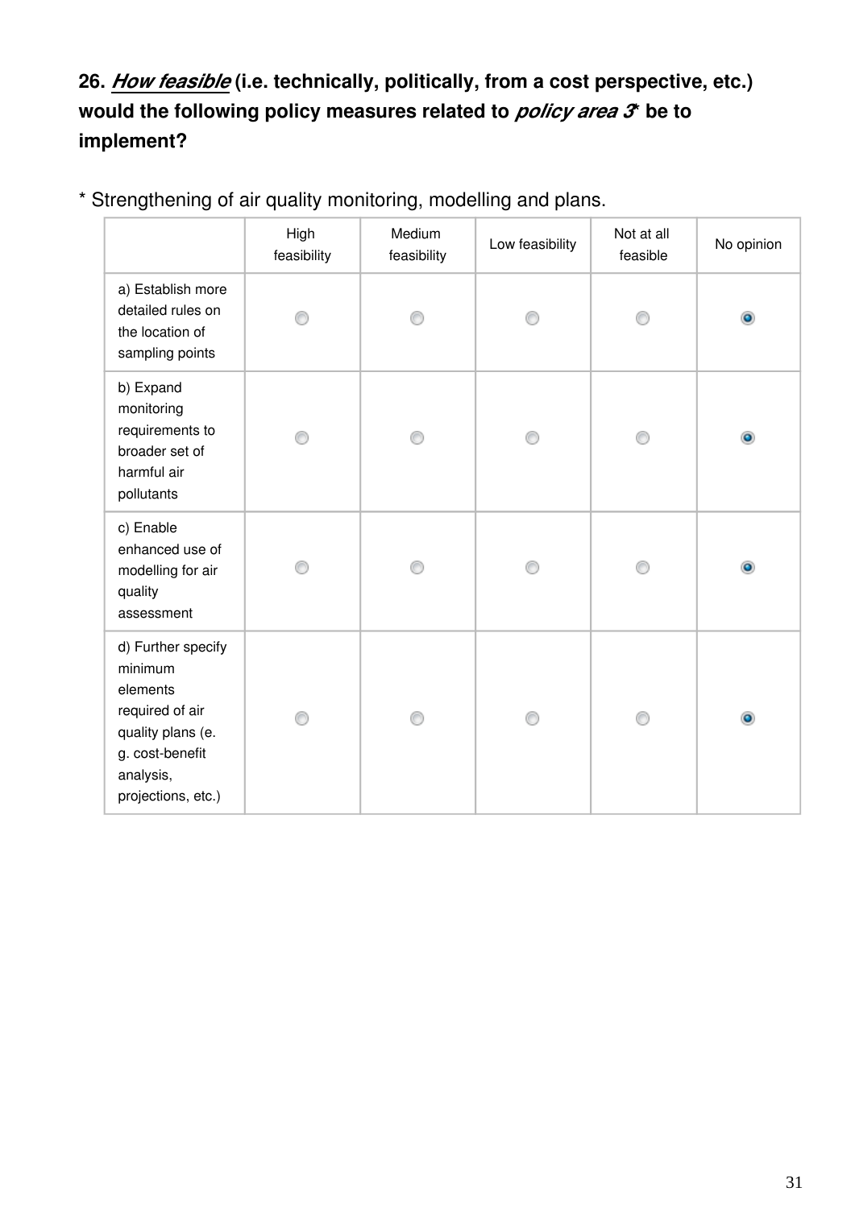**26. *How feasible* (i.e. technically, politically, from a cost perspective, etc.) would the following policy measures related to *policy area 3** be to implement?**

* Strengthening of air quality monitoring, modelling and plans.

| | High feasibility | Medium feasibility | Low feasibility | Not at all feasible | No opinion |
|---|---|---|---|---|---|
| a) Establish more detailed rules on the location of sampling points | ○ | ○ | ○ | ○ | ● |
| b) Expand monitoring requirements to broader set of harmful air pollutants | ○ | ○ | ○ | ○ | ● |
| c) Enable enhanced use of modelling for air quality assessment | ○ | ○ | ○ | ○ | ● |
| d) Further specify minimum elements required of air quality plans (e. g. cost-benefit analysis, projections, etc.) | ○ | ○ | ○ | ○ | ● |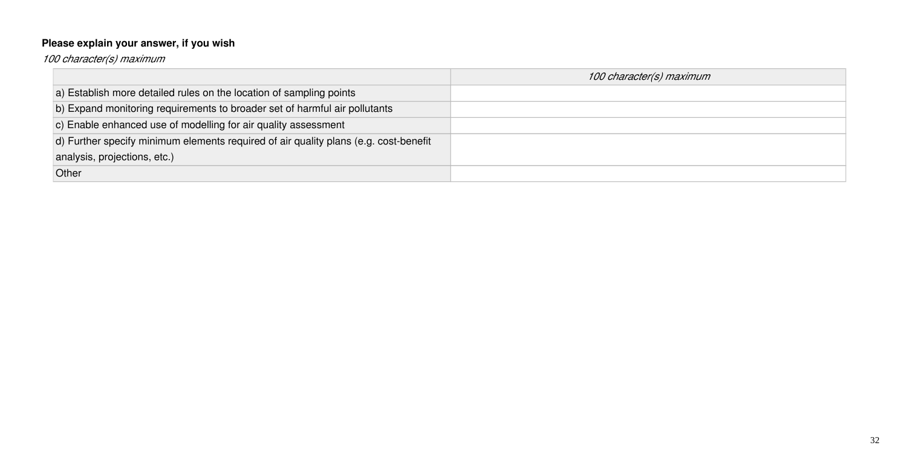**Please explain your answer, if you wish**

*100 character(s) maximum*

| | *100 character(s) maximum* |
|---|---|
| a) Establish more detailed rules on the location of sampling points | |
| b) Expand monitoring requirements to broader set of harmful air pollutants | |
| c) Enable enhanced use of modelling for air quality assessment | |
| d) Further specify minimum elements required of air quality plans (e.g. cost-benefit analysis, projections, etc.) | |
| Other | |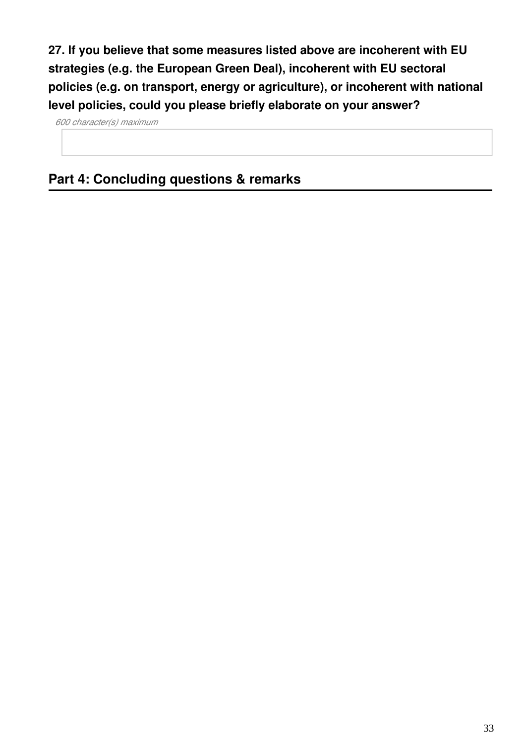**27. If you believe that some measures listed above are incoherent with EU strategies (e.g. the European Green Deal), incoherent with EU sectoral policies (e.g. on transport, energy or agriculture), or incoherent with national level policies, could you please briefly elaborate on your answer?**

*600 character(s) maximum*

## Part 4: Concluding questions & remarks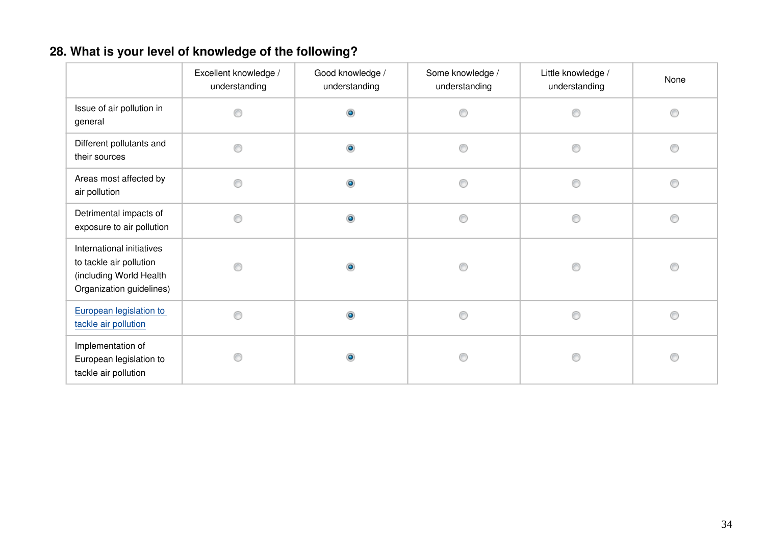### 28. What is your level of knowledge of the following?

| | Excellent knowledge / understanding | Good knowledge / understanding | Some knowledge / understanding | Little knowledge / understanding | None |
|---|---|---|---|---|---|
| Issue of air pollution in general | ○ | ◉ | ○ | ○ | ○ |
| Different pollutants and their sources | ○ | ◉ | ○ | ○ | ○ |
| Areas most affected by air pollution | ○ | ◉ | ○ | ○ | ○ |
| Detrimental impacts of exposure to air pollution | ○ | ◉ | ○ | ○ | ○ |
| International initiatives to tackle air pollution (including World Health Organization guidelines) | ○ | ◉ | ○ | ○ | ○ |
| European legislation to tackle air pollution | ○ | ◉ | ○ | ○ | ○ |
| Implementation of European legislation to tackle air pollution | ○ | ◉ | ○ | ○ | ○ |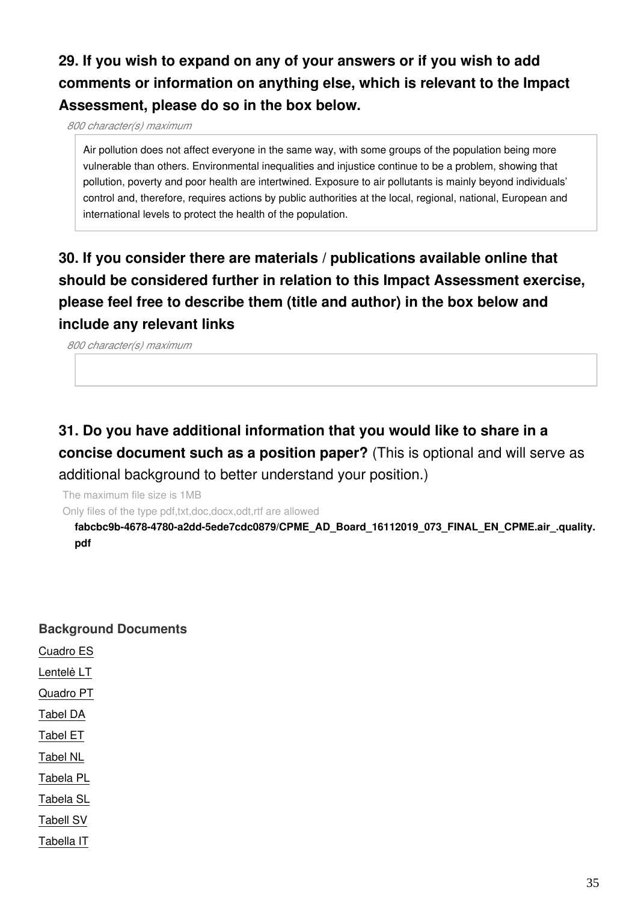**29. If you wish to expand on any of your answers or if you wish to add comments or information on anything else, which is relevant to the Impact Assessment, please do so in the box below.**

*800 character(s) maximum*

Air pollution does not affect everyone in the same way, with some groups of the population being more vulnerable than others. Environmental inequalities and injustice continue to be a problem, showing that pollution, poverty and poor health are intertwined. Exposure to air pollutants is mainly beyond individuals' control and, therefore, requires actions by public authorities at the local, regional, national, European and international levels to protect the health of the population.

**30. If you consider there are materials / publications available online that should be considered further in relation to this Impact Assessment exercise, please feel free to describe them (title and author) in the box below and include any relevant links**

*800 character(s) maximum*

**31. Do you have additional information that you would like to share in a concise document such as a position paper?** (This is optional and will serve as additional background to better understand your position.)

The maximum file size is 1MB

Only files of the type pdf,txt,doc,docx,odt,rtf are allowed

**fabcbc9b-4678-4780-a2dd-5ede7cdc0879/CPME_AD_Board_16112019_073_FINAL_EN_CPME.air_.quality.pdf**

**Background Documents**

Cuadro ES

Lentelė LT

Quadro PT

Tabel DA

Tabel ET

Tabel NL

Tabela PL

Tabela SL

Tabell SV

Tabella IT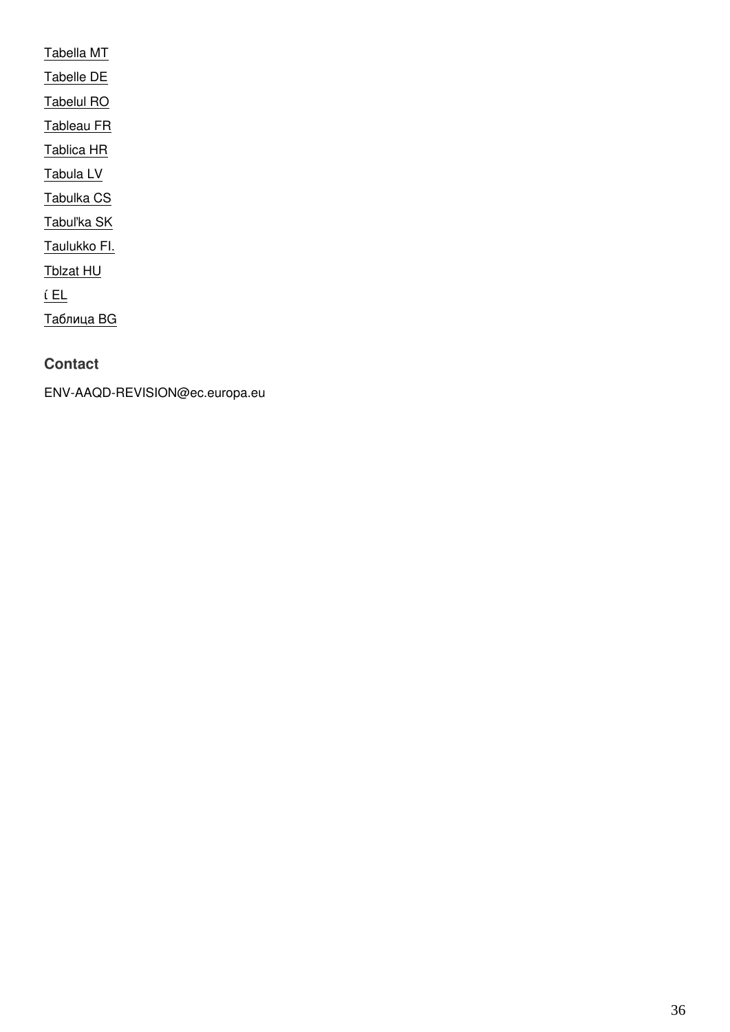Tabella MT

Tabelle DE

Tabelul RO

Tableau FR

Tablica HR

Tabula LV

Tabulka CS

Tabuľka SK

Taulukko FI.

Tblzat HU

ί EL

Таблица BG

## Contact

ENV-AAQD-REVISION@ec.europa.eu